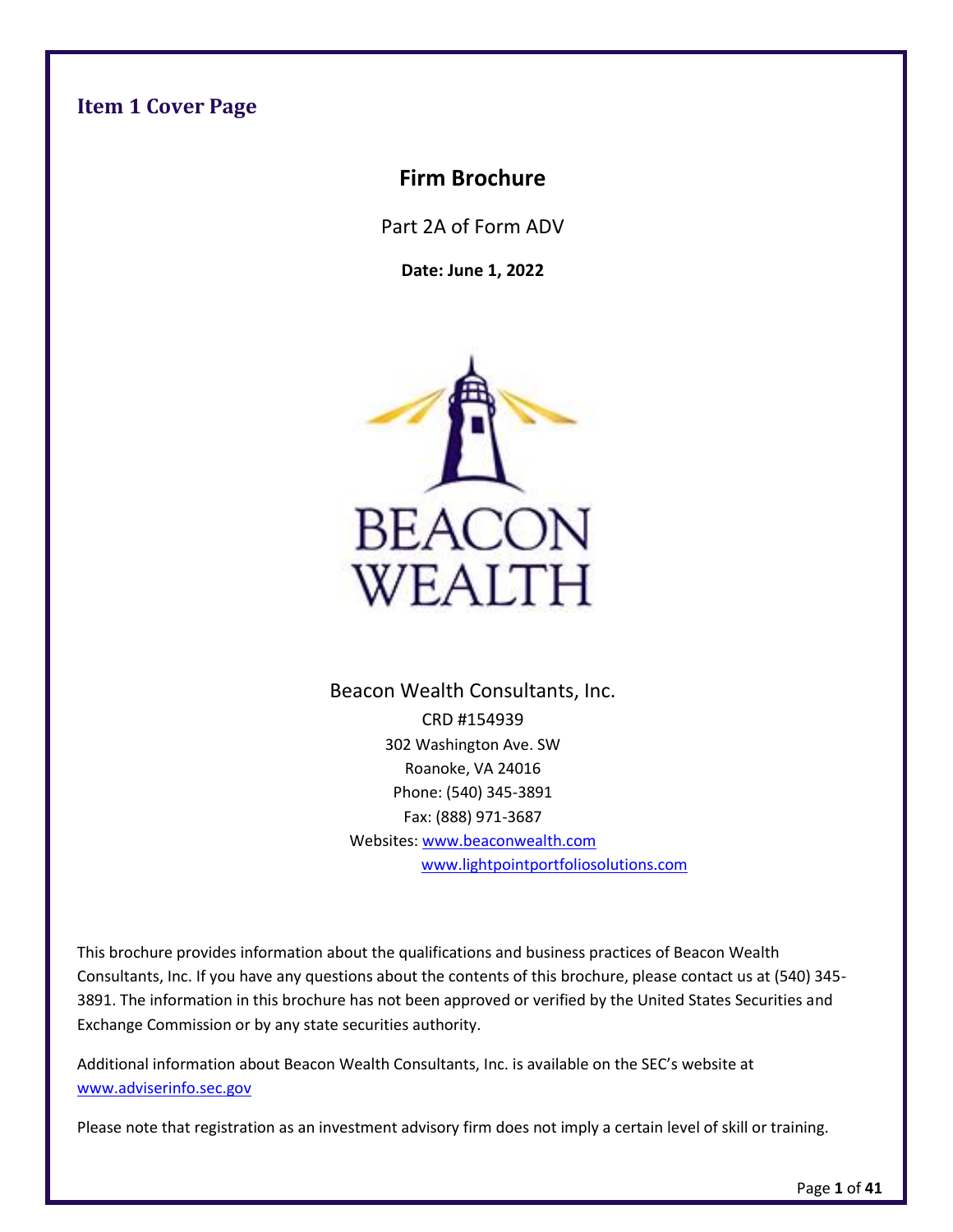## Item 1 Cover Page

# Firm Brochure

Part 2A of Form ADV

**Date: June 1, 2022**

BEACON WEALTH

Beacon Wealth Consultants, Inc.
CRD #154939
302 Washington Ave. SW
Roanoke, VA 24016
Phone: (540) 345-3891
Fax: (888) 971-3687
Websites: www.beaconwealth.com
www.lightpointportfoliosolutions.com

This brochure provides information about the qualifications and business practices of Beacon Wealth Consultants, Inc. If you have any questions about the contents of this brochure, please contact us at (540) 345-3891. The information in this brochure has not been approved or verified by the United States Securities and Exchange Commission or by any state securities authority.

Additional information about Beacon Wealth Consultants, Inc. is available on the SEC's website at www.adviserinfo.sec.gov

Please note that registration as an investment advisory firm does not imply a certain level of skill or training.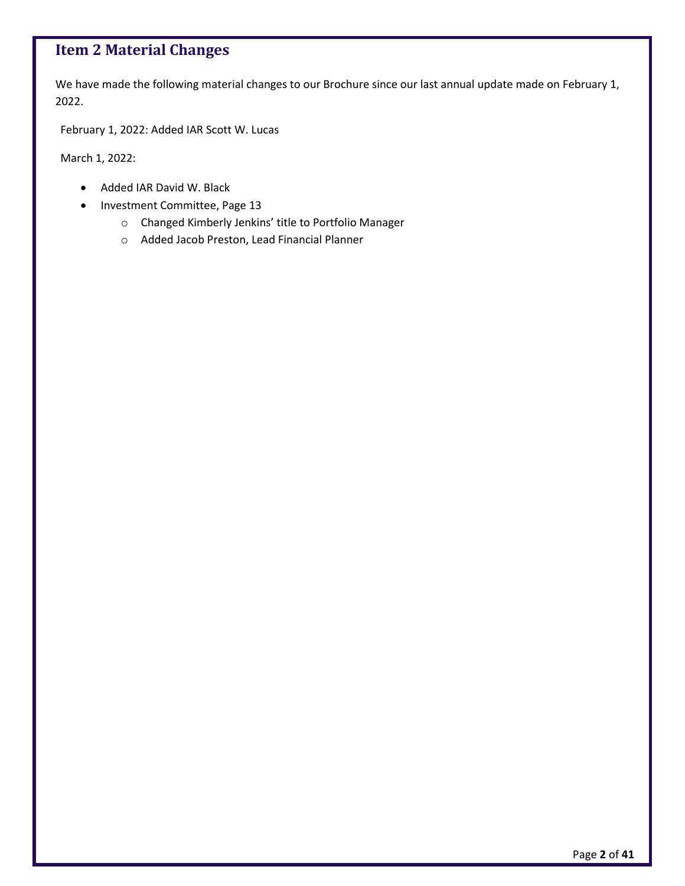## Item 2 Material Changes

We have made the following material changes to our Brochure since our last annual update made on February 1, 2022.

February 1, 2022: Added IAR Scott W. Lucas

March 1, 2022:

- Added IAR David W. Black
- Investment Committee, Page 13
    - Changed Kimberly Jenkins' title to Portfolio Manager
    - Added Jacob Preston, Lead Financial Planner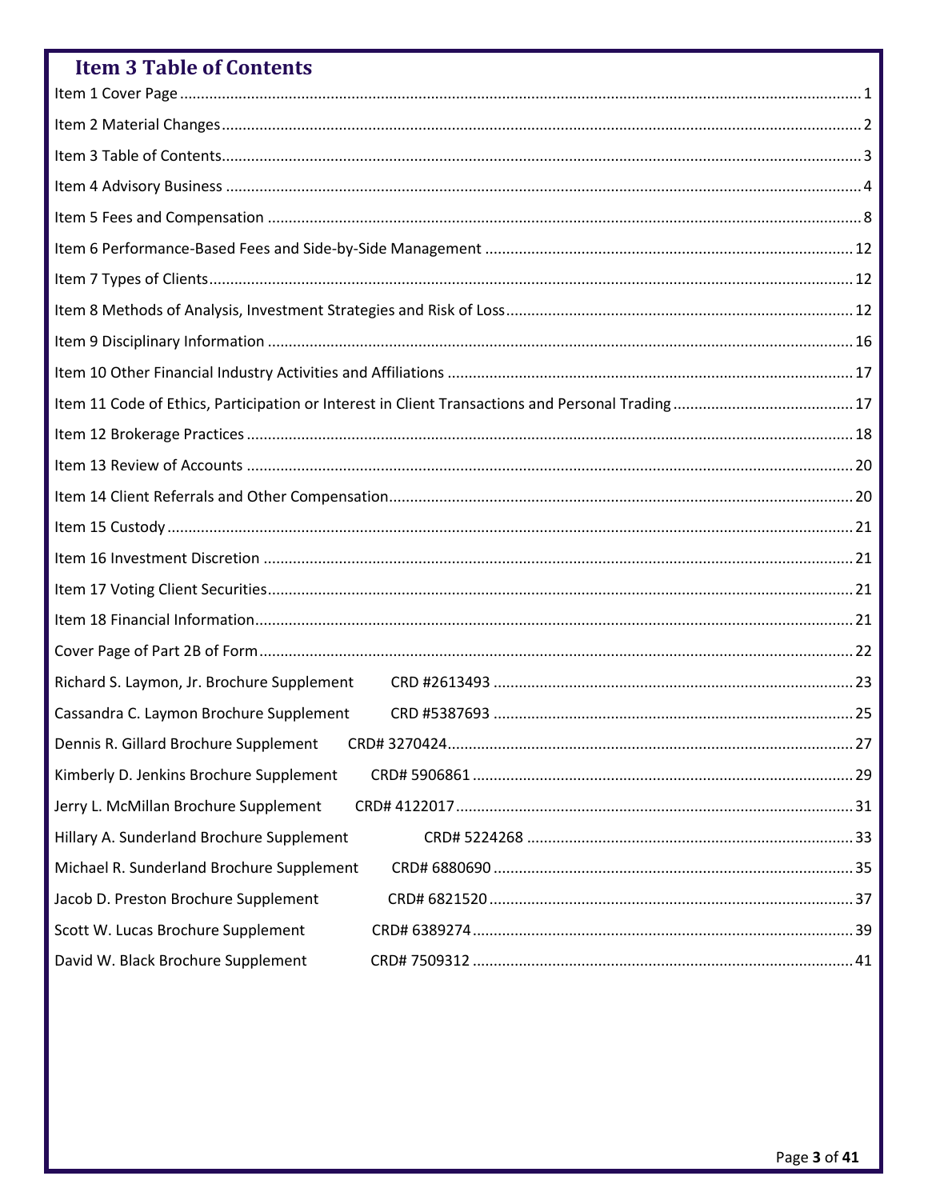## Item 3 Table of Contents

Item 1 Cover Page ........................................................................................................................................ 1

Item 2 Material Changes ............................................................................................................................... 2

Item 3 Table of Contents ............................................................................................................................... 3

Item 4 Advisory Business .............................................................................................................................. 4

Item 5 Fees and Compensation .................................................................................................................... 8

Item 6 Performance-Based Fees and Side-by-Side Management ............................................................... 12

Item 7 Types of Clients ................................................................................................................................ 12

Item 8 Methods of Analysis, Investment Strategies and Risk of Loss .......................................................... 12

Item 9 Disciplinary Information .................................................................................................................. 16

Item 10 Other Financial Industry Activities and Affiliations ........................................................................ 17

Item 11 Code of Ethics, Participation or Interest in Client Transactions and Personal Trading ................... 17

Item 12 Brokerage Practices ....................................................................................................................... 18

Item 13 Review of Accounts ....................................................................................................................... 20

Item 14 Client Referrals and Other Compensation ..................................................................................... 20

Item 15 Custody .......................................................................................................................................... 21

Item 16 Investment Discretion .................................................................................................................... 21

Item 17 Voting Client Securities .................................................................................................................. 21

Item 18 Financial Information ..................................................................................................................... 21

Cover Page of Part 2B of Form ..................................................................................................................... 22

Richard S. Laymon, Jr. Brochure Supplement CRD #2613493 ..................................................................... 23

Cassandra C. Laymon Brochure Supplement CRD #5387693 ...................................................................... 25

Dennis R. Gillard Brochure Supplement CRD# 3270424 .............................................................................. 27

Kimberly D. Jenkins Brochure Supplement CRD# 5906861 ......................................................................... 29

Jerry L. McMillan Brochure Supplement CRD# 4122017 ............................................................................. 31

Hillary A. Sunderland Brochure Supplement CRD# 5224268 ....................................................................... 33

Michael R. Sunderland Brochure Supplement CRD# 6880690 ..................................................................... 35

Jacob D. Preston Brochure Supplement CRD# 6821520 ............................................................................... 37

Scott W. Lucas Brochure Supplement CRD# 6389274 .................................................................................. 39

David W. Black Brochure Supplement CRD# 7509312 ................................................................................. 41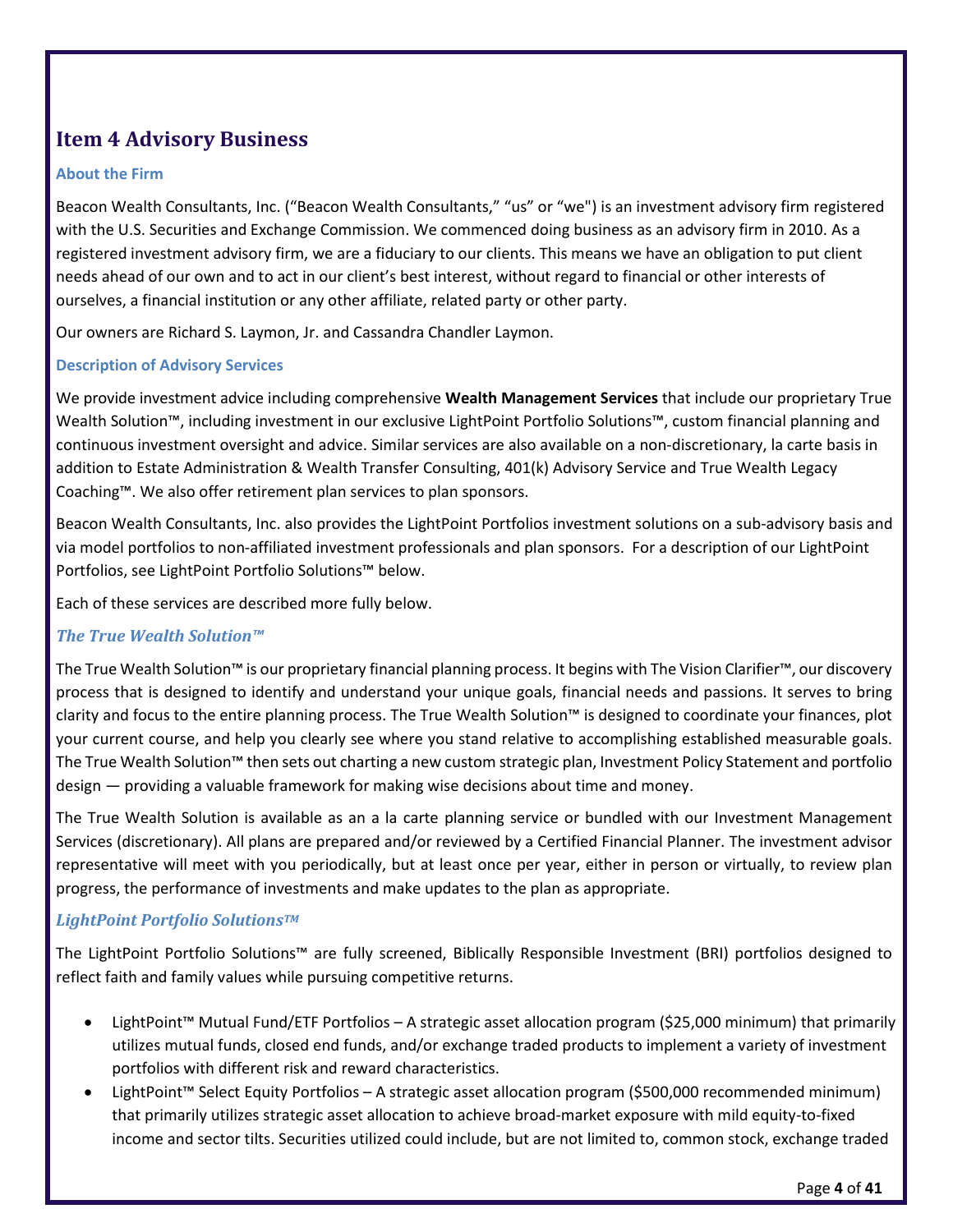## Item 4 Advisory Business

### About the Firm

Beacon Wealth Consultants, Inc. ("Beacon Wealth Consultants," "us" or "we") is an investment advisory firm registered with the U.S. Securities and Exchange Commission. We commenced doing business as an advisory firm in 2010. As a registered investment advisory firm, we are a fiduciary to our clients. This means we have an obligation to put client needs ahead of our own and to act in our client's best interest, without regard to financial or other interests of ourselves, a financial institution or any other affiliate, related party or other party.

Our owners are Richard S. Laymon, Jr. and Cassandra Chandler Laymon.

### Description of Advisory Services

We provide investment advice including comprehensive **Wealth Management Services** that include our proprietary True Wealth Solution™, including investment in our exclusive LightPoint Portfolio Solutions™, custom financial planning and continuous investment oversight and advice. Similar services are also available on a non-discretionary, la carte basis in addition to Estate Administration & Wealth Transfer Consulting, 401(k) Advisory Service and True Wealth Legacy Coaching™. We also offer retirement plan services to plan sponsors.

Beacon Wealth Consultants, Inc. also provides the LightPoint Portfolios investment solutions on a sub-advisory basis and via model portfolios to non-affiliated investment professionals and plan sponsors. For a description of our LightPoint Portfolios, see LightPoint Portfolio Solutions™ below.

Each of these services are described more fully below.

#### *The True Wealth Solution™*

The True Wealth Solution™ is our proprietary financial planning process. It begins with The Vision Clarifier™, our discovery process that is designed to identify and understand your unique goals, financial needs and passions. It serves to bring clarity and focus to the entire planning process. The True Wealth Solution™ is designed to coordinate your finances, plot your current course, and help you clearly see where you stand relative to accomplishing established measurable goals. The True Wealth Solution™ then sets out charting a new custom strategic plan, Investment Policy Statement and portfolio design — providing a valuable framework for making wise decisions about time and money.

The True Wealth Solution is available as an a la carte planning service or bundled with our Investment Management Services (discretionary). All plans are prepared and/or reviewed by a Certified Financial Planner. The investment advisor representative will meet with you periodically, but at least once per year, either in person or virtually, to review plan progress, the performance of investments and make updates to the plan as appropriate.

#### *LightPoint Portfolio Solutions™*

The LightPoint Portfolio Solutions™ are fully screened, Biblically Responsible Investment (BRI) portfolios designed to reflect faith and family values while pursuing competitive returns.

- LightPoint™ Mutual Fund/ETF Portfolios – A strategic asset allocation program ($25,000 minimum) that primarily utilizes mutual funds, closed end funds, and/or exchange traded products to implement a variety of investment portfolios with different risk and reward characteristics.
- LightPoint™ Select Equity Portfolios – A strategic asset allocation program ($500,000 recommended minimum) that primarily utilizes strategic asset allocation to achieve broad-market exposure with mild equity-to-fixed income and sector tilts. Securities utilized could include, but are not limited to, common stock, exchange traded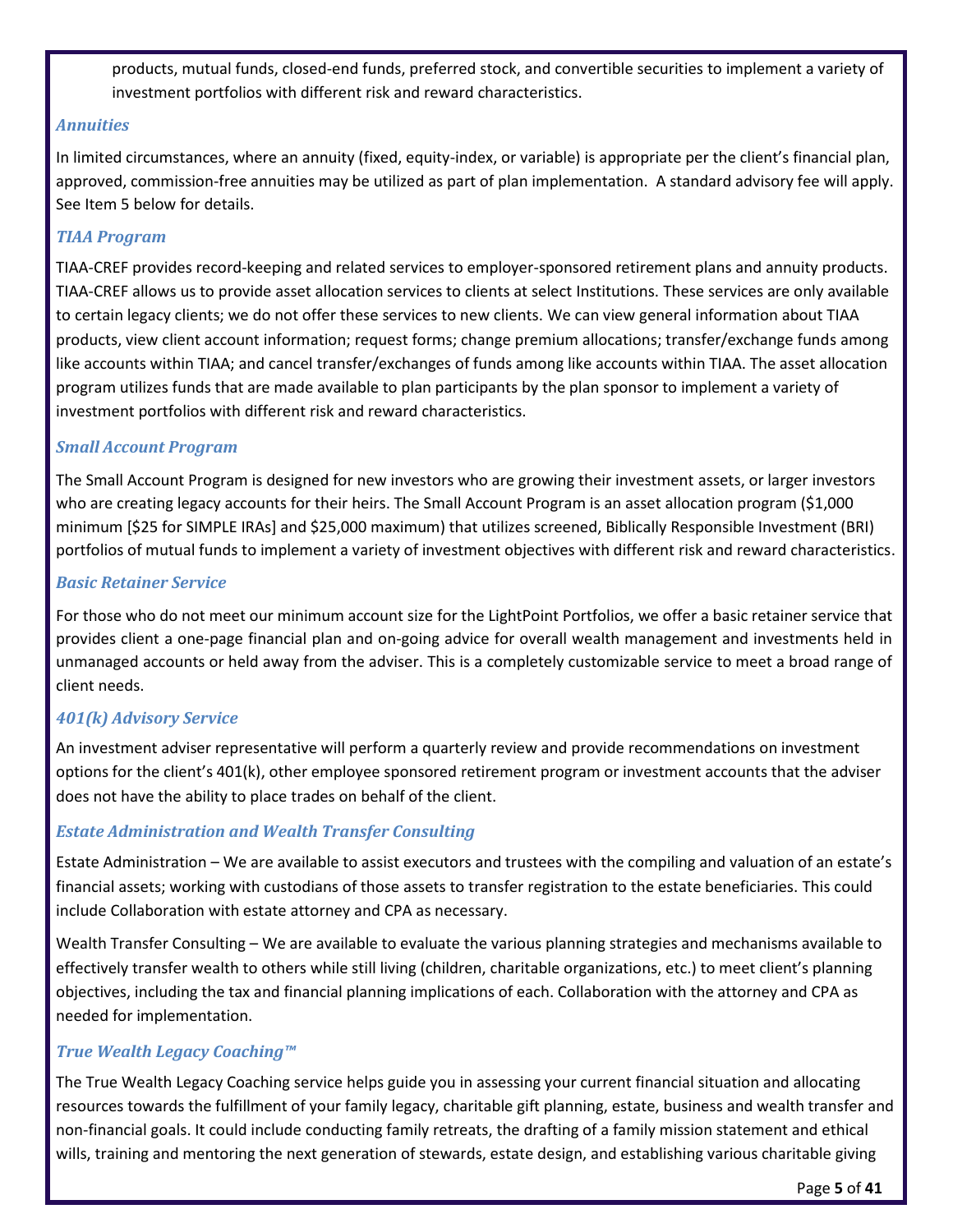products, mutual funds, closed-end funds, preferred stock, and convertible securities to implement a variety of investment portfolios with different risk and reward characteristics.

### *Annuities*

In limited circumstances, where an annuity (fixed, equity-index, or variable) is appropriate per the client's financial plan, approved, commission-free annuities may be utilized as part of plan implementation. A standard advisory fee will apply. See Item 5 below for details.

### *TIAA Program*

TIAA-CREF provides record-keeping and related services to employer-sponsored retirement plans and annuity products. TIAA-CREF allows us to provide asset allocation services to clients at select Institutions. These services are only available to certain legacy clients; we do not offer these services to new clients. We can view general information about TIAA products, view client account information; request forms; change premium allocations; transfer/exchange funds among like accounts within TIAA; and cancel transfer/exchanges of funds among like accounts within TIAA. The asset allocation program utilizes funds that are made available to plan participants by the plan sponsor to implement a variety of investment portfolios with different risk and reward characteristics.

### *Small Account Program*

The Small Account Program is designed for new investors who are growing their investment assets, or larger investors who are creating legacy accounts for their heirs. The Small Account Program is an asset allocation program ($1,000 minimum [$25 for SIMPLE IRAs] and $25,000 maximum) that utilizes screened, Biblically Responsible Investment (BRI) portfolios of mutual funds to implement a variety of investment objectives with different risk and reward characteristics.

### *Basic Retainer Service*

For those who do not meet our minimum account size for the LightPoint Portfolios, we offer a basic retainer service that provides client a one-page financial plan and on-going advice for overall wealth management and investments held in unmanaged accounts or held away from the adviser. This is a completely customizable service to meet a broad range of client needs.

### *401(k) Advisory Service*

An investment adviser representative will perform a quarterly review and provide recommendations on investment options for the client's 401(k), other employee sponsored retirement program or investment accounts that the adviser does not have the ability to place trades on behalf of the client.

### *Estate Administration and Wealth Transfer Consulting*

Estate Administration – We are available to assist executors and trustees with the compiling and valuation of an estate's financial assets; working with custodians of those assets to transfer registration to the estate beneficiaries. This could include Collaboration with estate attorney and CPA as necessary.

Wealth Transfer Consulting – We are available to evaluate the various planning strategies and mechanisms available to effectively transfer wealth to others while still living (children, charitable organizations, etc.) to meet client's planning objectives, including the tax and financial planning implications of each. Collaboration with the attorney and CPA as needed for implementation.

### *True Wealth Legacy Coaching™*

The True Wealth Legacy Coaching service helps guide you in assessing your current financial situation and allocating resources towards the fulfillment of your family legacy, charitable gift planning, estate, business and wealth transfer and non-financial goals. It could include conducting family retreats, the drafting of a family mission statement and ethical wills, training and mentoring the next generation of stewards, estate design, and establishing various charitable giving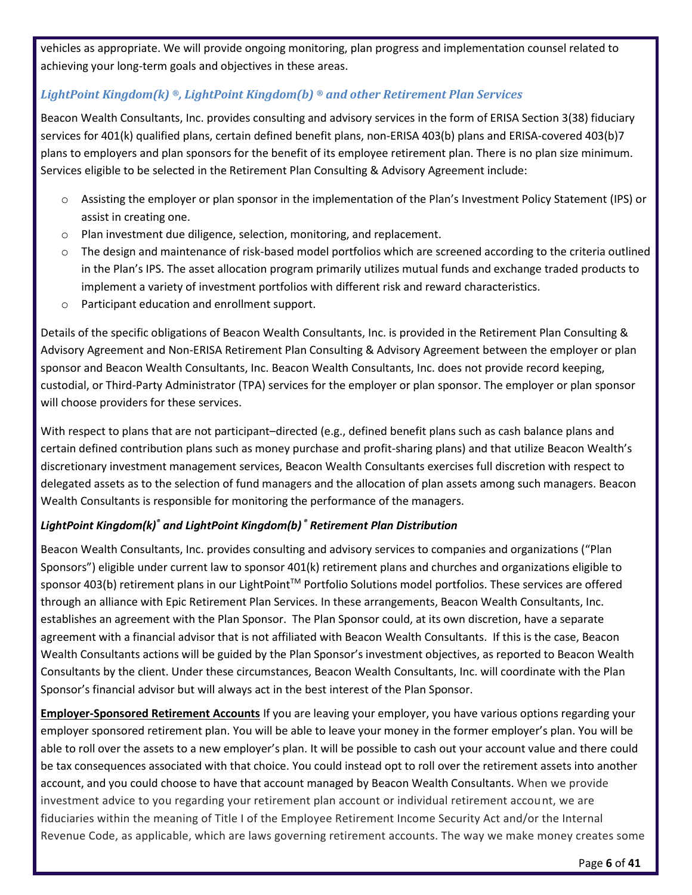vehicles as appropriate. We will provide ongoing monitoring, plan progress and implementation counsel related to achieving your long-term goals and objectives in these areas.

### *LightPoint Kingdom(k) ®, LightPoint Kingdom(b) ® and other Retirement Plan Services*

Beacon Wealth Consultants, Inc. provides consulting and advisory services in the form of ERISA Section 3(38) fiduciary services for 401(k) qualified plans, certain defined benefit plans, non-ERISA 403(b) plans and ERISA-covered 403(b)7 plans to employers and plan sponsors for the benefit of its employee retirement plan. There is no plan size minimum. Services eligible to be selected in the Retirement Plan Consulting & Advisory Agreement include:

- Assisting the employer or plan sponsor in the implementation of the Plan's Investment Policy Statement (IPS) or assist in creating one.
- Plan investment due diligence, selection, monitoring, and replacement.
- The design and maintenance of risk-based model portfolios which are screened according to the criteria outlined in the Plan's IPS. The asset allocation program primarily utilizes mutual funds and exchange traded products to implement a variety of investment portfolios with different risk and reward characteristics.
- Participant education and enrollment support.

Details of the specific obligations of Beacon Wealth Consultants, Inc. is provided in the Retirement Plan Consulting & Advisory Agreement and Non-ERISA Retirement Plan Consulting & Advisory Agreement between the employer or plan sponsor and Beacon Wealth Consultants, Inc. Beacon Wealth Consultants, Inc. does not provide record keeping, custodial, or Third-Party Administrator (TPA) services for the employer or plan sponsor. The employer or plan sponsor will choose providers for these services.

With respect to plans that are not participant–directed (e.g., defined benefit plans such as cash balance plans and certain defined contribution plans such as money purchase and profit-sharing plans) and that utilize Beacon Wealth's discretionary investment management services, Beacon Wealth Consultants exercises full discretion with respect to delegated assets as to the selection of fund managers and the allocation of plan assets among such managers. Beacon Wealth Consultants is responsible for monitoring the performance of the managers.

### ***LightPoint Kingdom(k)® and LightPoint Kingdom(b)® Retirement Plan Distribution***

Beacon Wealth Consultants, Inc. provides consulting and advisory services to companies and organizations ("Plan Sponsors") eligible under current law to sponsor 401(k) retirement plans and churches and organizations eligible to sponsor 403(b) retirement plans in our LightPoint™ Portfolio Solutions model portfolios. These services are offered through an alliance with Epic Retirement Plan Services. In these arrangements, Beacon Wealth Consultants, Inc. establishes an agreement with the Plan Sponsor. The Plan Sponsor could, at its own discretion, have a separate agreement with a financial advisor that is not affiliated with Beacon Wealth Consultants. If this is the case, Beacon Wealth Consultants actions will be guided by the Plan Sponsor's investment objectives, as reported to Beacon Wealth Consultants by the client. Under these circumstances, Beacon Wealth Consultants, Inc. will coordinate with the Plan Sponsor's financial advisor but will always act in the best interest of the Plan Sponsor.

**Employer-Sponsored Retirement Accounts** If you are leaving your employer, you have various options regarding your employer sponsored retirement plan. You will be able to leave your money in the former employer's plan. You will be able to roll over the assets to a new employer's plan. It will be possible to cash out your account value and there could be tax consequences associated with that choice. You could instead opt to roll over the retirement assets into another account, and you could choose to have that account managed by Beacon Wealth Consultants. When we provide investment advice to you regarding your retirement plan account or individual retirement account, we are fiduciaries within the meaning of Title I of the Employee Retirement Income Security Act and/or the Internal Revenue Code, as applicable, which are laws governing retirement accounts. The way we make money creates some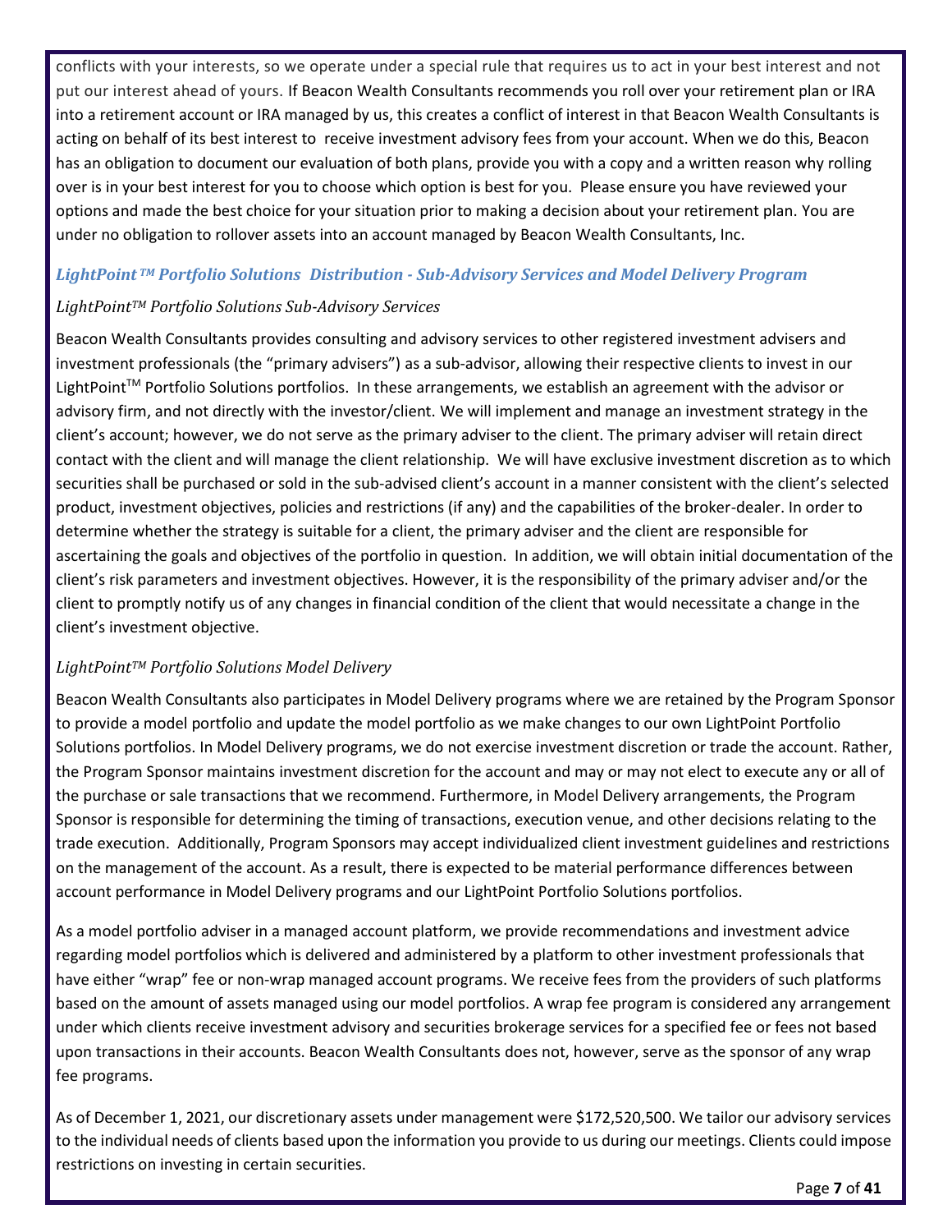conflicts with your interests, so we operate under a special rule that requires us to act in your best interest and not put our interest ahead of yours. If Beacon Wealth Consultants recommends you roll over your retirement plan or IRA into a retirement account or IRA managed by us, this creates a conflict of interest in that Beacon Wealth Consultants is acting on behalf of its best interest to receive investment advisory fees from your account. When we do this, Beacon has an obligation to document our evaluation of both plans, provide you with a copy and a written reason why rolling over is in your best interest for you to choose which option is best for you. Please ensure you have reviewed your options and made the best choice for your situation prior to making a decision about your retirement plan. You are under no obligation to rollover assets into an account managed by Beacon Wealth Consultants, Inc.

### *LightPoint ™ Portfolio Solutions Distribution - Sub-Advisory Services and Model Delivery Program*

#### *LightPoint™ Portfolio Solutions Sub-Advisory Services*

Beacon Wealth Consultants provides consulting and advisory services to other registered investment advisers and investment professionals (the "primary advisers") as a sub-advisor, allowing their respective clients to invest in our LightPoint™ Portfolio Solutions portfolios. In these arrangements, we establish an agreement with the advisor or advisory firm, and not directly with the investor/client. We will implement and manage an investment strategy in the client's account; however, we do not serve as the primary adviser to the client. The primary adviser will retain direct contact with the client and will manage the client relationship. We will have exclusive investment discretion as to which securities shall be purchased or sold in the sub-advised client's account in a manner consistent with the client's selected product, investment objectives, policies and restrictions (if any) and the capabilities of the broker-dealer. In order to determine whether the strategy is suitable for a client, the primary adviser and the client are responsible for ascertaining the goals and objectives of the portfolio in question. In addition, we will obtain initial documentation of the client's risk parameters and investment objectives. However, it is the responsibility of the primary adviser and/or the client to promptly notify us of any changes in financial condition of the client that would necessitate a change in the client's investment objective.

#### *LightPoint™ Portfolio Solutions Model Delivery*

Beacon Wealth Consultants also participates in Model Delivery programs where we are retained by the Program Sponsor to provide a model portfolio and update the model portfolio as we make changes to our own LightPoint Portfolio Solutions portfolios. In Model Delivery programs, we do not exercise investment discretion or trade the account. Rather, the Program Sponsor maintains investment discretion for the account and may or may not elect to execute any or all of the purchase or sale transactions that we recommend. Furthermore, in Model Delivery arrangements, the Program Sponsor is responsible for determining the timing of transactions, execution venue, and other decisions relating to the trade execution. Additionally, Program Sponsors may accept individualized client investment guidelines and restrictions on the management of the account. As a result, there is expected to be material performance differences between account performance in Model Delivery programs and our LightPoint Portfolio Solutions portfolios.

As a model portfolio adviser in a managed account platform, we provide recommendations and investment advice regarding model portfolios which is delivered and administered by a platform to other investment professionals that have either "wrap" fee or non-wrap managed account programs. We receive fees from the providers of such platforms based on the amount of assets managed using our model portfolios. A wrap fee program is considered any arrangement under which clients receive investment advisory and securities brokerage services for a specified fee or fees not based upon transactions in their accounts. Beacon Wealth Consultants does not, however, serve as the sponsor of any wrap fee programs.

As of December 1, 2021, our discretionary assets under management were $172,520,500. We tailor our advisory services to the individual needs of clients based upon the information you provide to us during our meetings. Clients could impose restrictions on investing in certain securities.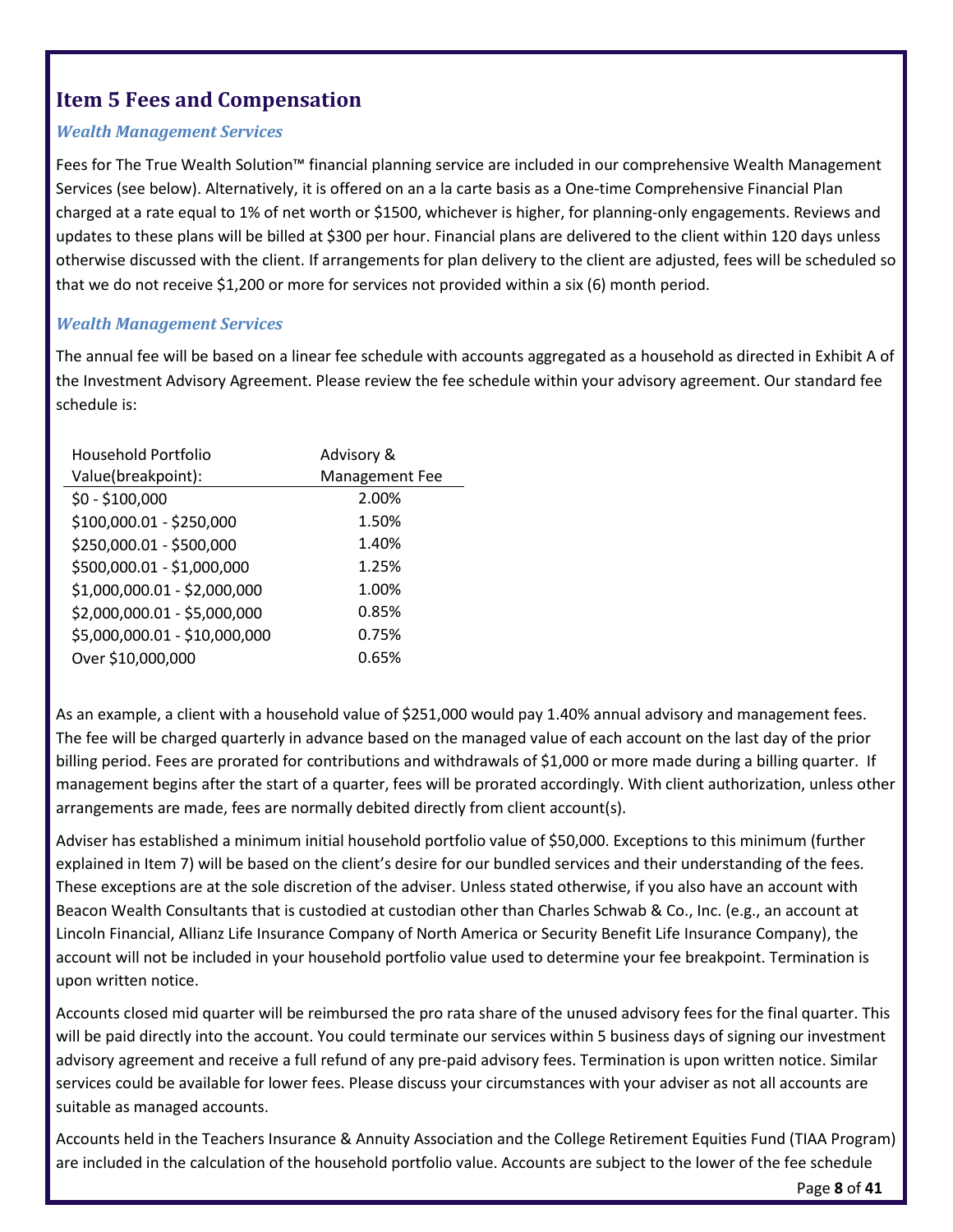## Item 5 Fees and Compensation

### *Wealth Management Services*

Fees for The True Wealth Solution™ financial planning service are included in our comprehensive Wealth Management Services (see below). Alternatively, it is offered on an a la carte basis as a One-time Comprehensive Financial Plan charged at a rate equal to 1% of net worth or $1500, whichever is higher, for planning-only engagements. Reviews and updates to these plans will be billed at $300 per hour. Financial plans are delivered to the client within 120 days unless otherwise discussed with the client. If arrangements for plan delivery to the client are adjusted, fees will be scheduled so that we do not receive $1,200 or more for services not provided within a six (6) month period.

### *Wealth Management Services*

The annual fee will be based on a linear fee schedule with accounts aggregated as a household as directed in Exhibit A of the Investment Advisory Agreement. Please review the fee schedule within your advisory agreement. Our standard fee schedule is:

| Household Portfolio Value(breakpoint): | Advisory & Management Fee |
|---|---|
| $0 - $100,000 | 2.00% |
| $100,000.01 - $250,000 | 1.50% |
| $250,000.01 - $500,000 | 1.40% |
| $500,000.01 - $1,000,000 | 1.25% |
| $1,000,000.01 - $2,000,000 | 1.00% |
| $2,000,000.01 - $5,000,000 | 0.85% |
| $5,000,000.01 - $10,000,000 | 0.75% |
| Over $10,000,000 | 0.65% |

As an example, a client with a household value of $251,000 would pay 1.40% annual advisory and management fees. The fee will be charged quarterly in advance based on the managed value of each account on the last day of the prior billing period. Fees are prorated for contributions and withdrawals of $1,000 or more made during a billing quarter. If management begins after the start of a quarter, fees will be prorated accordingly. With client authorization, unless other arrangements are made, fees are normally debited directly from client account(s).

Adviser has established a minimum initial household portfolio value of $50,000. Exceptions to this minimum (further explained in Item 7) will be based on the client's desire for our bundled services and their understanding of the fees. These exceptions are at the sole discretion of the adviser. Unless stated otherwise, if you also have an account with Beacon Wealth Consultants that is custodied at custodian other than Charles Schwab & Co., Inc. (e.g., an account at Lincoln Financial, Allianz Life Insurance Company of North America or Security Benefit Life Insurance Company), the account will not be included in your household portfolio value used to determine your fee breakpoint. Termination is upon written notice.

Accounts closed mid quarter will be reimbursed the pro rata share of the unused advisory fees for the final quarter. This will be paid directly into the account. You could terminate our services within 5 business days of signing our investment advisory agreement and receive a full refund of any pre-paid advisory fees. Termination is upon written notice. Similar services could be available for lower fees. Please discuss your circumstances with your adviser as not all accounts are suitable as managed accounts.

Accounts held in the Teachers Insurance & Annuity Association and the College Retirement Equities Fund (TIAA Program) are included in the calculation of the household portfolio value. Accounts are subject to the lower of the fee schedule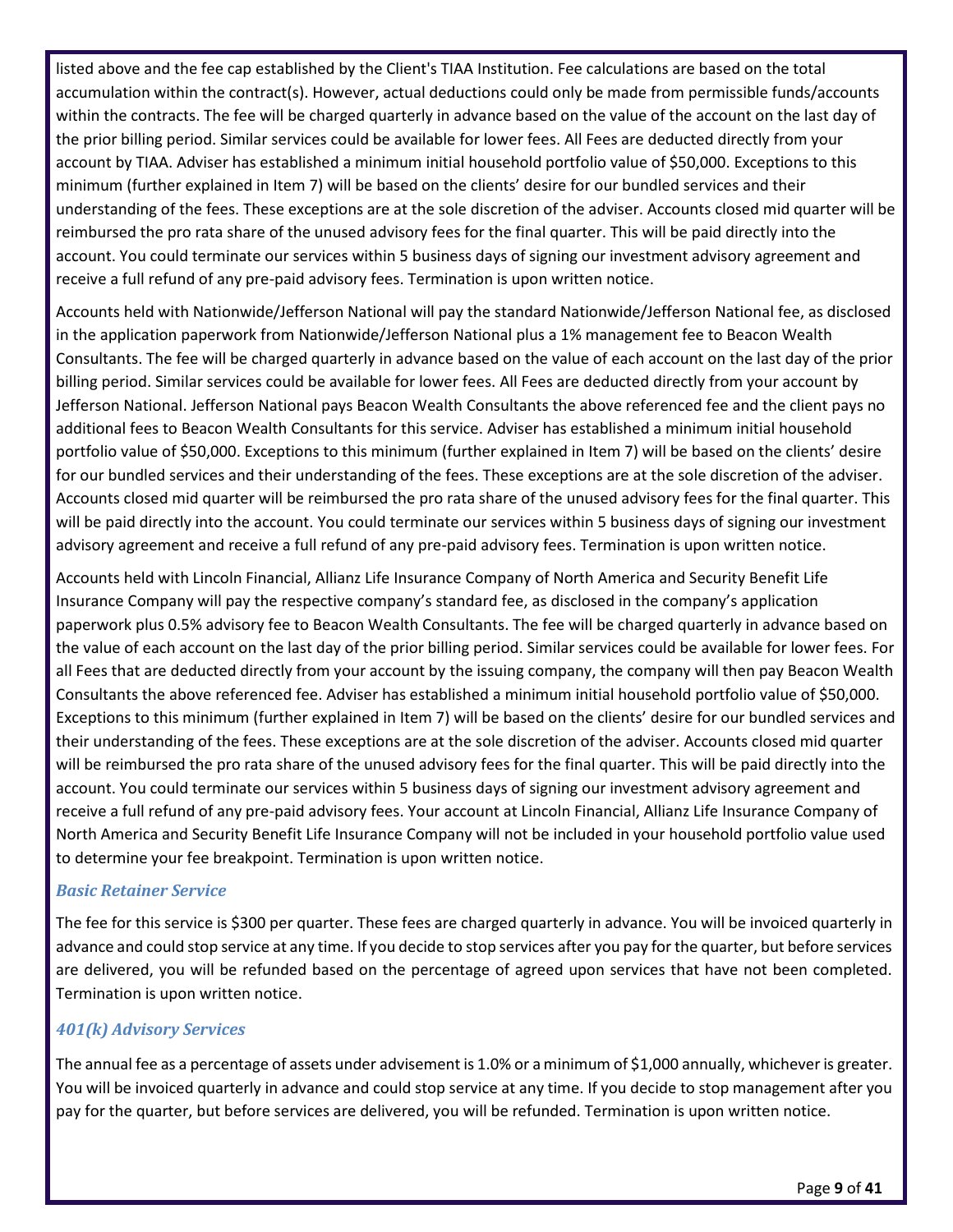listed above and the fee cap established by the Client's TIAA Institution. Fee calculations are based on the total accumulation within the contract(s). However, actual deductions could only be made from permissible funds/accounts within the contracts. The fee will be charged quarterly in advance based on the value of the account on the last day of the prior billing period. Similar services could be available for lower fees. All Fees are deducted directly from your account by TIAA. Adviser has established a minimum initial household portfolio value of $50,000. Exceptions to this minimum (further explained in Item 7) will be based on the clients' desire for our bundled services and their understanding of the fees. These exceptions are at the sole discretion of the adviser. Accounts closed mid quarter will be reimbursed the pro rata share of the unused advisory fees for the final quarter. This will be paid directly into the account. You could terminate our services within 5 business days of signing our investment advisory agreement and receive a full refund of any pre-paid advisory fees. Termination is upon written notice.

Accounts held with Nationwide/Jefferson National will pay the standard Nationwide/Jefferson National fee, as disclosed in the application paperwork from Nationwide/Jefferson National plus a 1% management fee to Beacon Wealth Consultants. The fee will be charged quarterly in advance based on the value of each account on the last day of the prior billing period. Similar services could be available for lower fees. All Fees are deducted directly from your account by Jefferson National. Jefferson National pays Beacon Wealth Consultants the above referenced fee and the client pays no additional fees to Beacon Wealth Consultants for this service. Adviser has established a minimum initial household portfolio value of $50,000. Exceptions to this minimum (further explained in Item 7) will be based on the clients' desire for our bundled services and their understanding of the fees. These exceptions are at the sole discretion of the adviser. Accounts closed mid quarter will be reimbursed the pro rata share of the unused advisory fees for the final quarter. This will be paid directly into the account. You could terminate our services within 5 business days of signing our investment advisory agreement and receive a full refund of any pre-paid advisory fees. Termination is upon written notice.

Accounts held with Lincoln Financial, Allianz Life Insurance Company of North America and Security Benefit Life Insurance Company will pay the respective company's standard fee, as disclosed in the company's application paperwork plus 0.5% advisory fee to Beacon Wealth Consultants. The fee will be charged quarterly in advance based on the value of each account on the last day of the prior billing period. Similar services could be available for lower fees. For all Fees that are deducted directly from your account by the issuing company, the company will then pay Beacon Wealth Consultants the above referenced fee. Adviser has established a minimum initial household portfolio value of $50,000. Exceptions to this minimum (further explained in Item 7) will be based on the clients' desire for our bundled services and their understanding of the fees. These exceptions are at the sole discretion of the adviser. Accounts closed mid quarter will be reimbursed the pro rata share of the unused advisory fees for the final quarter. This will be paid directly into the account. You could terminate our services within 5 business days of signing our investment advisory agreement and receive a full refund of any pre-paid advisory fees. Your account at Lincoln Financial, Allianz Life Insurance Company of North America and Security Benefit Life Insurance Company will not be included in your household portfolio value used to determine your fee breakpoint. Termination is upon written notice.

### *Basic Retainer Service*

The fee for this service is $300 per quarter. These fees are charged quarterly in advance. You will be invoiced quarterly in advance and could stop service at any time. If you decide to stop services after you pay for the quarter, but before services are delivered, you will be refunded based on the percentage of agreed upon services that have not been completed. Termination is upon written notice.

### *401(k) Advisory Services*

The annual fee as a percentage of assets under advisement is 1.0% or a minimum of $1,000 annually, whichever is greater. You will be invoiced quarterly in advance and could stop service at any time. If you decide to stop management after you pay for the quarter, but before services are delivered, you will be refunded. Termination is upon written notice.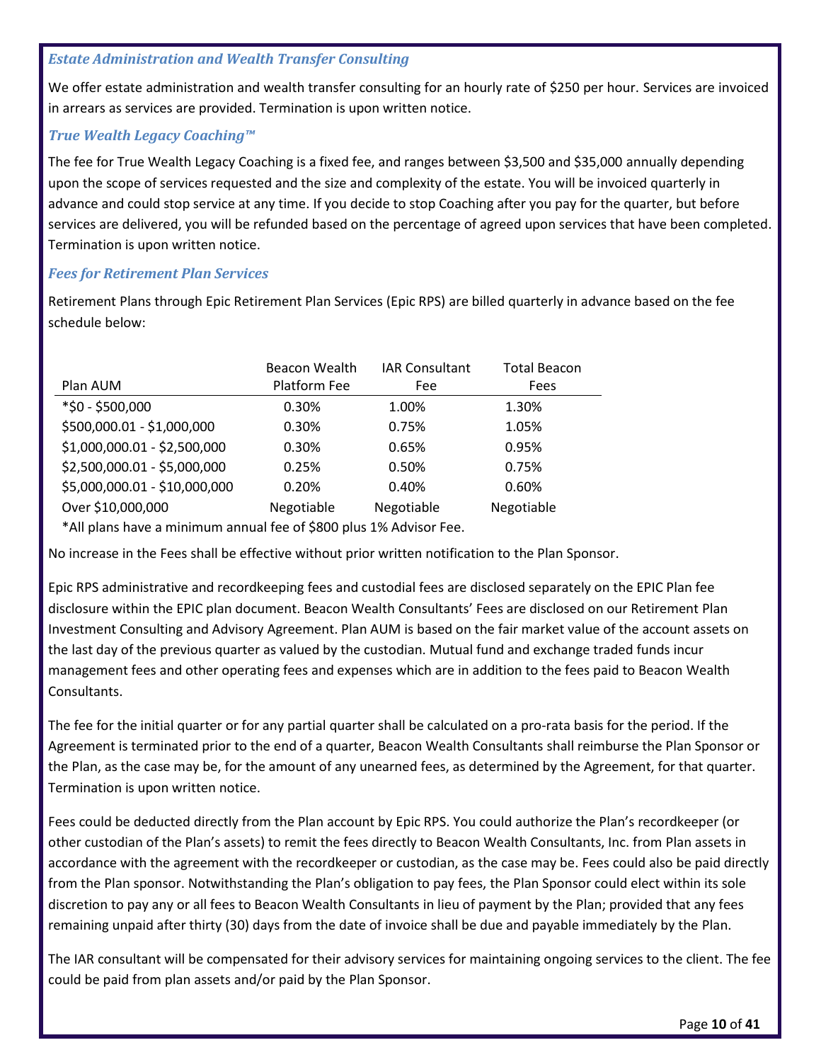### *Estate Administration and Wealth Transfer Consulting*

We offer estate administration and wealth transfer consulting for an hourly rate of $250 per hour. Services are invoiced in arrears as services are provided. Termination is upon written notice.

### *True Wealth Legacy Coaching™*

The fee for True Wealth Legacy Coaching is a fixed fee, and ranges between $3,500 and $35,000 annually depending upon the scope of services requested and the size and complexity of the estate. You will be invoiced quarterly in advance and could stop service at any time. If you decide to stop Coaching after you pay for the quarter, but before services are delivered, you will be refunded based on the percentage of agreed upon services that have been completed. Termination is upon written notice.

### *Fees for Retirement Plan Services*

Retirement Plans through Epic Retirement Plan Services (Epic RPS) are billed quarterly in advance based on the fee schedule below:

| Plan AUM | Beacon Wealth Platform Fee | IAR Consultant Fee | Total Beacon Fees |
|---|---|---|---|
| *$0 - $500,000 | 0.30% | 1.00% | 1.30% |
| $500,000.01 - $1,000,000 | 0.30% | 0.75% | 1.05% |
| $1,000,000.01 - $2,500,000 | 0.30% | 0.65% | 0.95% |
| $2,500,000.01 - $5,000,000 | 0.25% | 0.50% | 0.75% |
| $5,000,000.01 - $10,000,000 | 0.20% | 0.40% | 0.60% |
| Over $10,000,000 | Negotiable | Negotiable | Negotiable |

*All plans have a minimum annual fee of $800 plus 1% Advisor Fee.

No increase in the Fees shall be effective without prior written notification to the Plan Sponsor.

Epic RPS administrative and recordkeeping fees and custodial fees are disclosed separately on the EPIC Plan fee disclosure within the EPIC plan document. Beacon Wealth Consultants' Fees are disclosed on our Retirement Plan Investment Consulting and Advisory Agreement. Plan AUM is based on the fair market value of the account assets on the last day of the previous quarter as valued by the custodian. Mutual fund and exchange traded funds incur management fees and other operating fees and expenses which are in addition to the fees paid to Beacon Wealth Consultants.

The fee for the initial quarter or for any partial quarter shall be calculated on a pro-rata basis for the period. If the Agreement is terminated prior to the end of a quarter, Beacon Wealth Consultants shall reimburse the Plan Sponsor or the Plan, as the case may be, for the amount of any unearned fees, as determined by the Agreement, for that quarter. Termination is upon written notice.

Fees could be deducted directly from the Plan account by Epic RPS. You could authorize the Plan's recordkeeper (or other custodian of the Plan's assets) to remit the fees directly to Beacon Wealth Consultants, Inc. from Plan assets in accordance with the agreement with the recordkeeper or custodian, as the case may be. Fees could also be paid directly from the Plan sponsor. Notwithstanding the Plan's obligation to pay fees, the Plan Sponsor could elect within its sole discretion to pay any or all fees to Beacon Wealth Consultants in lieu of payment by the Plan; provided that any fees remaining unpaid after thirty (30) days from the date of invoice shall be due and payable immediately by the Plan.

The IAR consultant will be compensated for their advisory services for maintaining ongoing services to the client. The fee could be paid from plan assets and/or paid by the Plan Sponsor.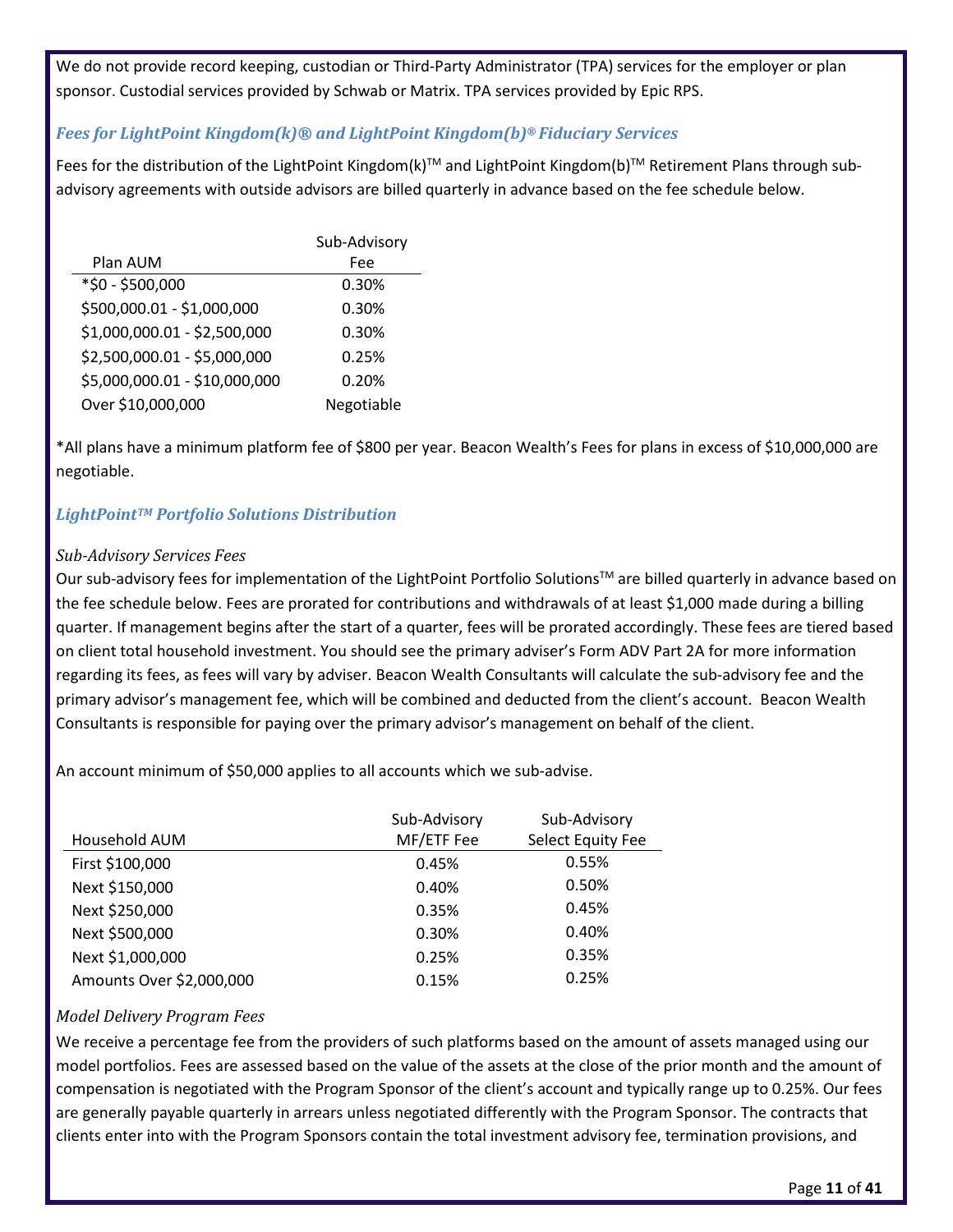We do not provide record keeping, custodian or Third-Party Administrator (TPA) services for the employer or plan sponsor. Custodial services provided by Schwab or Matrix. TPA services provided by Epic RPS.

### *Fees for LightPoint Kingdom(k)® and LightPoint Kingdom(b)® Fiduciary Services*

Fees for the distribution of the LightPoint Kingdom(k)TM and LightPoint Kingdom(b)TM Retirement Plans through sub-advisory agreements with outside advisors are billed quarterly in advance based on the fee schedule below.

| Plan AUM | Sub-Advisory Fee |
|---|---|
| *$0 - $500,000 | 0.30% |
| $500,000.01 - $1,000,000 | 0.30% |
| $1,000,000.01 - $2,500,000 | 0.30% |
| $2,500,000.01 - $5,000,000 | 0.25% |
| $5,000,000.01 - $10,000,000 | 0.20% |
| Over $10,000,000 | Negotiable |

*All plans have a minimum platform fee of $800 per year. Beacon Wealth's Fees for plans in excess of $10,000,000 are negotiable.

### *LightPointTM Portfolio Solutions Distribution*

*Sub-Advisory Services Fees*

Our sub-advisory fees for implementation of the LightPoint Portfolio SolutionsTM are billed quarterly in advance based on the fee schedule below. Fees are prorated for contributions and withdrawals of at least $1,000 made during a billing quarter. If management begins after the start of a quarter, fees will be prorated accordingly. These fees are tiered based on client total household investment. You should see the primary adviser's Form ADV Part 2A for more information regarding its fees, as fees will vary by adviser. Beacon Wealth Consultants will calculate the sub-advisory fee and the primary advisor's management fee, which will be combined and deducted from the client's account. Beacon Wealth Consultants is responsible for paying over the primary advisor's management on behalf of the client.

An account minimum of $50,000 applies to all accounts which we sub-advise.

| Household AUM | Sub-Advisory MF/ETF Fee | Sub-Advisory Select Equity Fee |
|---|---|---|
| First $100,000 | 0.45% | 0.55% |
| Next $150,000 | 0.40% | 0.50% |
| Next $250,000 | 0.35% | 0.45% |
| Next $500,000 | 0.30% | 0.40% |
| Next $1,000,000 | 0.25% | 0.35% |
| Amounts Over $2,000,000 | 0.15% | 0.25% |

*Model Delivery Program Fees*

We receive a percentage fee from the providers of such platforms based on the amount of assets managed using our model portfolios. Fees are assessed based on the value of the assets at the close of the prior month and the amount of compensation is negotiated with the Program Sponsor of the client's account and typically range up to 0.25%. Our fees are generally payable quarterly in arrears unless negotiated differently with the Program Sponsor. The contracts that clients enter into with the Program Sponsors contain the total investment advisory fee, termination provisions, and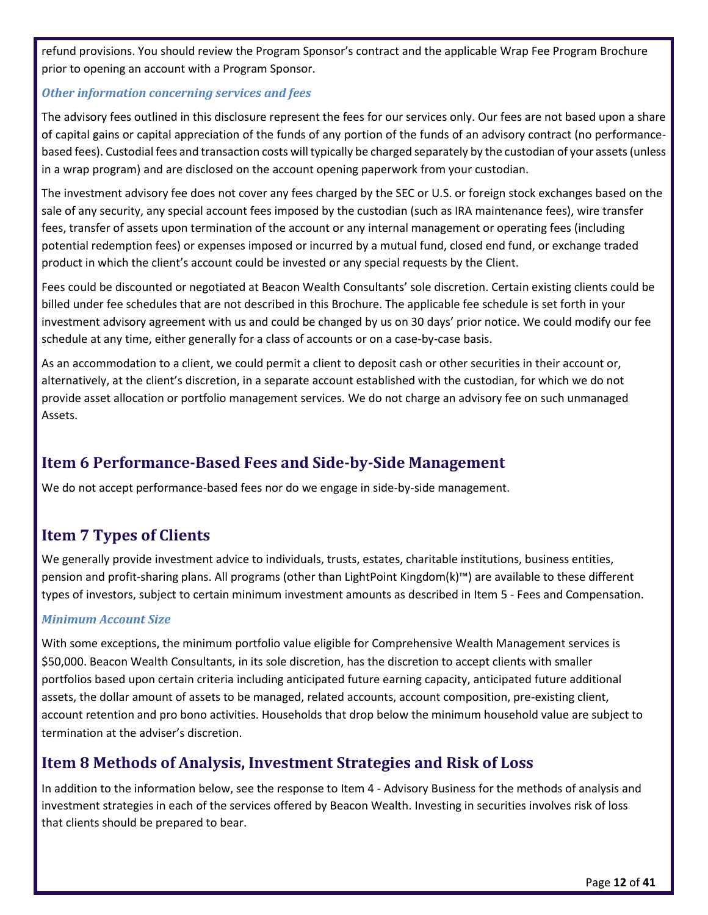refund provisions. You should review the Program Sponsor's contract and the applicable Wrap Fee Program Brochure prior to opening an account with a Program Sponsor.

### *Other information concerning services and fees*

The advisory fees outlined in this disclosure represent the fees for our services only. Our fees are not based upon a share of capital gains or capital appreciation of the funds of any portion of the funds of an advisory contract (no performance-based fees). Custodial fees and transaction costs will typically be charged separately by the custodian of your assets (unless in a wrap program) and are disclosed on the account opening paperwork from your custodian.

The investment advisory fee does not cover any fees charged by the SEC or U.S. or foreign stock exchanges based on the sale of any security, any special account fees imposed by the custodian (such as IRA maintenance fees), wire transfer fees, transfer of assets upon termination of the account or any internal management or operating fees (including potential redemption fees) or expenses imposed or incurred by a mutual fund, closed end fund, or exchange traded product in which the client's account could be invested or any special requests by the Client.

Fees could be discounted or negotiated at Beacon Wealth Consultants' sole discretion. Certain existing clients could be billed under fee schedules that are not described in this Brochure. The applicable fee schedule is set forth in your investment advisory agreement with us and could be changed by us on 30 days' prior notice. We could modify our fee schedule at any time, either generally for a class of accounts or on a case-by-case basis.

As an accommodation to a client, we could permit a client to deposit cash or other securities in their account or, alternatively, at the client's discretion, in a separate account established with the custodian, for which we do not provide asset allocation or portfolio management services. We do not charge an advisory fee on such unmanaged Assets.

## Item 6 Performance-Based Fees and Side-by-Side Management

We do not accept performance-based fees nor do we engage in side-by-side management.

## Item 7 Types of Clients

We generally provide investment advice to individuals, trusts, estates, charitable institutions, business entities, pension and profit-sharing plans. All programs (other than LightPoint Kingdom(k)™) are available to these different types of investors, subject to certain minimum investment amounts as described in Item 5 - Fees and Compensation.

### *Minimum Account Size*

With some exceptions, the minimum portfolio value eligible for Comprehensive Wealth Management services is $50,000. Beacon Wealth Consultants, in its sole discretion, has the discretion to accept clients with smaller portfolios based upon certain criteria including anticipated future earning capacity, anticipated future additional assets, the dollar amount of assets to be managed, related accounts, account composition, pre-existing client, account retention and pro bono activities. Households that drop below the minimum household value are subject to termination at the adviser's discretion.

## Item 8 Methods of Analysis, Investment Strategies and Risk of Loss

In addition to the information below, see the response to Item 4 - Advisory Business for the methods of analysis and investment strategies in each of the services offered by Beacon Wealth. Investing in securities involves risk of loss that clients should be prepared to bear.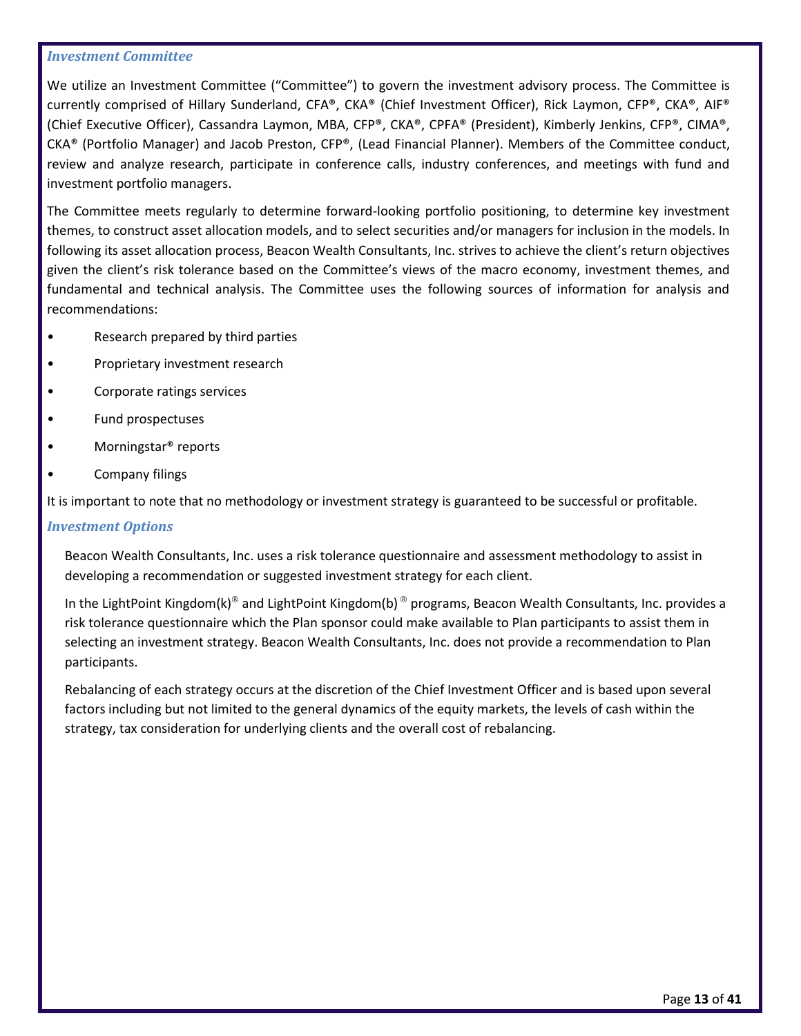### *Investment Committee*

We utilize an Investment Committee ("Committee") to govern the investment advisory process. The Committee is currently comprised of Hillary Sunderland, CFA®, CKA® (Chief Investment Officer), Rick Laymon, CFP®, CKA®, AIF® (Chief Executive Officer), Cassandra Laymon, MBA, CFP®, CKA®, CPFA® (President), Kimberly Jenkins, CFP®, CIMA®, CKA® (Portfolio Manager) and Jacob Preston, CFP®, (Lead Financial Planner). Members of the Committee conduct, review and analyze research, participate in conference calls, industry conferences, and meetings with fund and investment portfolio managers.

The Committee meets regularly to determine forward-looking portfolio positioning, to determine key investment themes, to construct asset allocation models, and to select securities and/or managers for inclusion in the models. In following its asset allocation process, Beacon Wealth Consultants, Inc. strives to achieve the client's return objectives given the client's risk tolerance based on the Committee's views of the macro economy, investment themes, and fundamental and technical analysis. The Committee uses the following sources of information for analysis and recommendations:

- Research prepared by third parties
- Proprietary investment research
- Corporate ratings services
- Fund prospectuses
- Morningstar® reports
- Company filings

It is important to note that no methodology or investment strategy is guaranteed to be successful or profitable.

### *Investment Options*

Beacon Wealth Consultants, Inc. uses a risk tolerance questionnaire and assessment methodology to assist in developing a recommendation or suggested investment strategy for each client.

In the LightPoint Kingdom(k)® and LightPoint Kingdom(b)® programs, Beacon Wealth Consultants, Inc. provides a risk tolerance questionnaire which the Plan sponsor could make available to Plan participants to assist them in selecting an investment strategy. Beacon Wealth Consultants, Inc. does not provide a recommendation to Plan participants.

Rebalancing of each strategy occurs at the discretion of the Chief Investment Officer and is based upon several factors including but not limited to the general dynamics of the equity markets, the levels of cash within the strategy, tax consideration for underlying clients and the overall cost of rebalancing.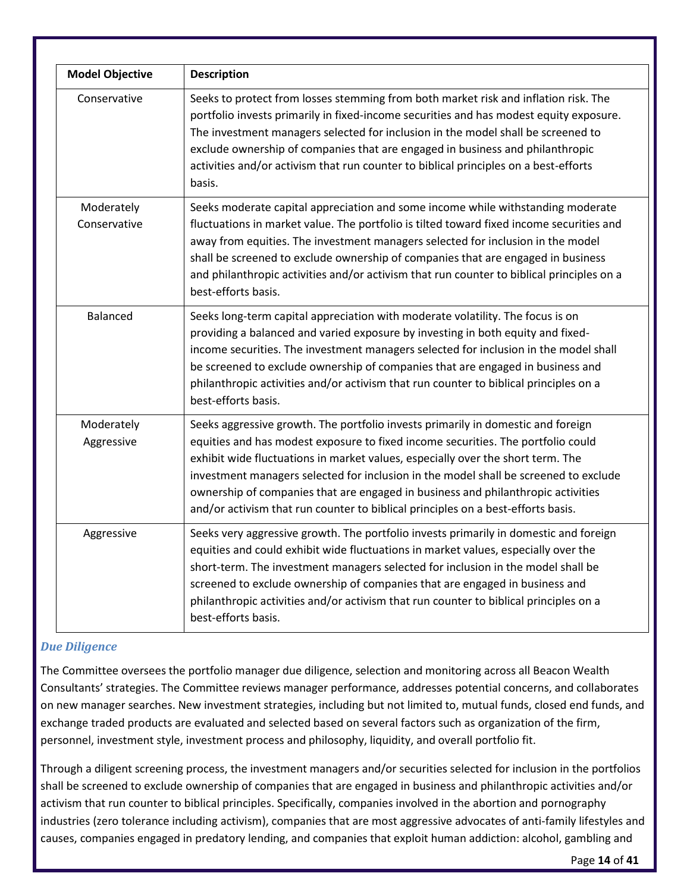| Model Objective | Description |
| --- | --- |
| Conservative | Seeks to protect from losses stemming from both market risk and inflation risk. The portfolio invests primarily in fixed-income securities and has modest equity exposure. The investment managers selected for inclusion in the model shall be screened to exclude ownership of companies that are engaged in business and philanthropic activities and/or activism that run counter to biblical principles on a best-efforts basis. |
| Moderately Conservative | Seeks moderate capital appreciation and some income while withstanding moderate fluctuations in market value. The portfolio is tilted toward fixed income securities and away from equities. The investment managers selected for inclusion in the model shall be screened to exclude ownership of companies that are engaged in business and philanthropic activities and/or activism that run counter to biblical principles on a best-efforts basis. |
| Balanced | Seeks long-term capital appreciation with moderate volatility. The focus is on providing a balanced and varied exposure by investing in both equity and fixed-income securities. The investment managers selected for inclusion in the model shall be screened to exclude ownership of companies that are engaged in business and philanthropic activities and/or activism that run counter to biblical principles on a best-efforts basis. |
| Moderately Aggressive | Seeks aggressive growth. The portfolio invests primarily in domestic and foreign equities and has modest exposure to fixed income securities. The portfolio could exhibit wide fluctuations in market values, especially over the short term. The investment managers selected for inclusion in the model shall be screened to exclude ownership of companies that are engaged in business and philanthropic activities and/or activism that run counter to biblical principles on a best-efforts basis. |
| Aggressive | Seeks very aggressive growth. The portfolio invests primarily in domestic and foreign equities and could exhibit wide fluctuations in market values, especially over the short-term. The investment managers selected for inclusion in the model shall be screened to exclude ownership of companies that are engaged in business and philanthropic activities and/or activism that run counter to biblical principles on a best-efforts basis. |

### *Due Diligence*

The Committee oversees the portfolio manager due diligence, selection and monitoring across all Beacon Wealth Consultants' strategies. The Committee reviews manager performance, addresses potential concerns, and collaborates on new manager searches. New investment strategies, including but not limited to, mutual funds, closed end funds, and exchange traded products are evaluated and selected based on several factors such as organization of the firm, personnel, investment style, investment process and philosophy, liquidity, and overall portfolio fit.

Through a diligent screening process, the investment managers and/or securities selected for inclusion in the portfolios shall be screened to exclude ownership of companies that are engaged in business and philanthropic activities and/or activism that run counter to biblical principles. Specifically, companies involved in the abortion and pornography industries (zero tolerance including activism), companies that are most aggressive advocates of anti-family lifestyles and causes, companies engaged in predatory lending, and companies that exploit human addiction: alcohol, gambling and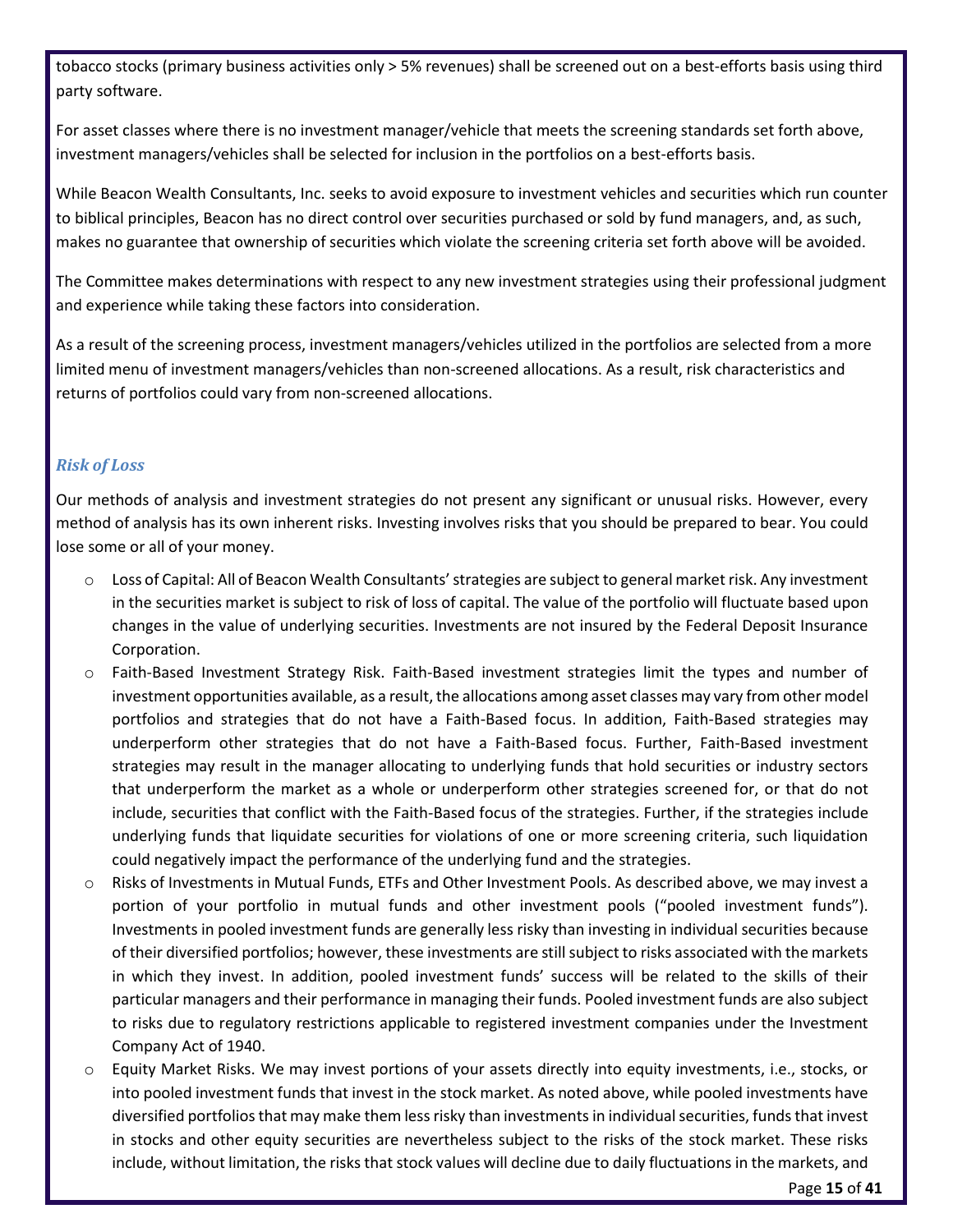tobacco stocks (primary business activities only > 5% revenues) shall be screened out on a best-efforts basis using third party software.

For asset classes where there is no investment manager/vehicle that meets the screening standards set forth above, investment managers/vehicles shall be selected for inclusion in the portfolios on a best-efforts basis.

While Beacon Wealth Consultants, Inc. seeks to avoid exposure to investment vehicles and securities which run counter to biblical principles, Beacon has no direct control over securities purchased or sold by fund managers, and, as such, makes no guarantee that ownership of securities which violate the screening criteria set forth above will be avoided.

The Committee makes determinations with respect to any new investment strategies using their professional judgment and experience while taking these factors into consideration.

As a result of the screening process, investment managers/vehicles utilized in the portfolios are selected from a more limited menu of investment managers/vehicles than non-screened allocations. As a result, risk characteristics and returns of portfolios could vary from non-screened allocations.

### *Risk of Loss*

Our methods of analysis and investment strategies do not present any significant or unusual risks. However, every method of analysis has its own inherent risks. Investing involves risks that you should be prepared to bear. You could lose some or all of your money.

- Loss of Capital: All of Beacon Wealth Consultants' strategies are subject to general market risk. Any investment in the securities market is subject to risk of loss of capital. The value of the portfolio will fluctuate based upon changes in the value of underlying securities. Investments are not insured by the Federal Deposit Insurance Corporation.
- Faith-Based Investment Strategy Risk. Faith-Based investment strategies limit the types and number of investment opportunities available, as a result, the allocations among asset classes may vary from other model portfolios and strategies that do not have a Faith-Based focus. In addition, Faith-Based strategies may underperform other strategies that do not have a Faith-Based focus. Further, Faith-Based investment strategies may result in the manager allocating to underlying funds that hold securities or industry sectors that underperform the market as a whole or underperform other strategies screened for, or that do not include, securities that conflict with the Faith-Based focus of the strategies. Further, if the strategies include underlying funds that liquidate securities for violations of one or more screening criteria, such liquidation could negatively impact the performance of the underlying fund and the strategies.
- Risks of Investments in Mutual Funds, ETFs and Other Investment Pools. As described above, we may invest a portion of your portfolio in mutual funds and other investment pools ("pooled investment funds"). Investments in pooled investment funds are generally less risky than investing in individual securities because of their diversified portfolios; however, these investments are still subject to risks associated with the markets in which they invest. In addition, pooled investment funds' success will be related to the skills of their particular managers and their performance in managing their funds. Pooled investment funds are also subject to risks due to regulatory restrictions applicable to registered investment companies under the Investment Company Act of 1940.
- Equity Market Risks. We may invest portions of your assets directly into equity investments, i.e., stocks, or into pooled investment funds that invest in the stock market. As noted above, while pooled investments have diversified portfolios that may make them less risky than investments in individual securities, funds that invest in stocks and other equity securities are nevertheless subject to the risks of the stock market. These risks include, without limitation, the risks that stock values will decline due to daily fluctuations in the markets, and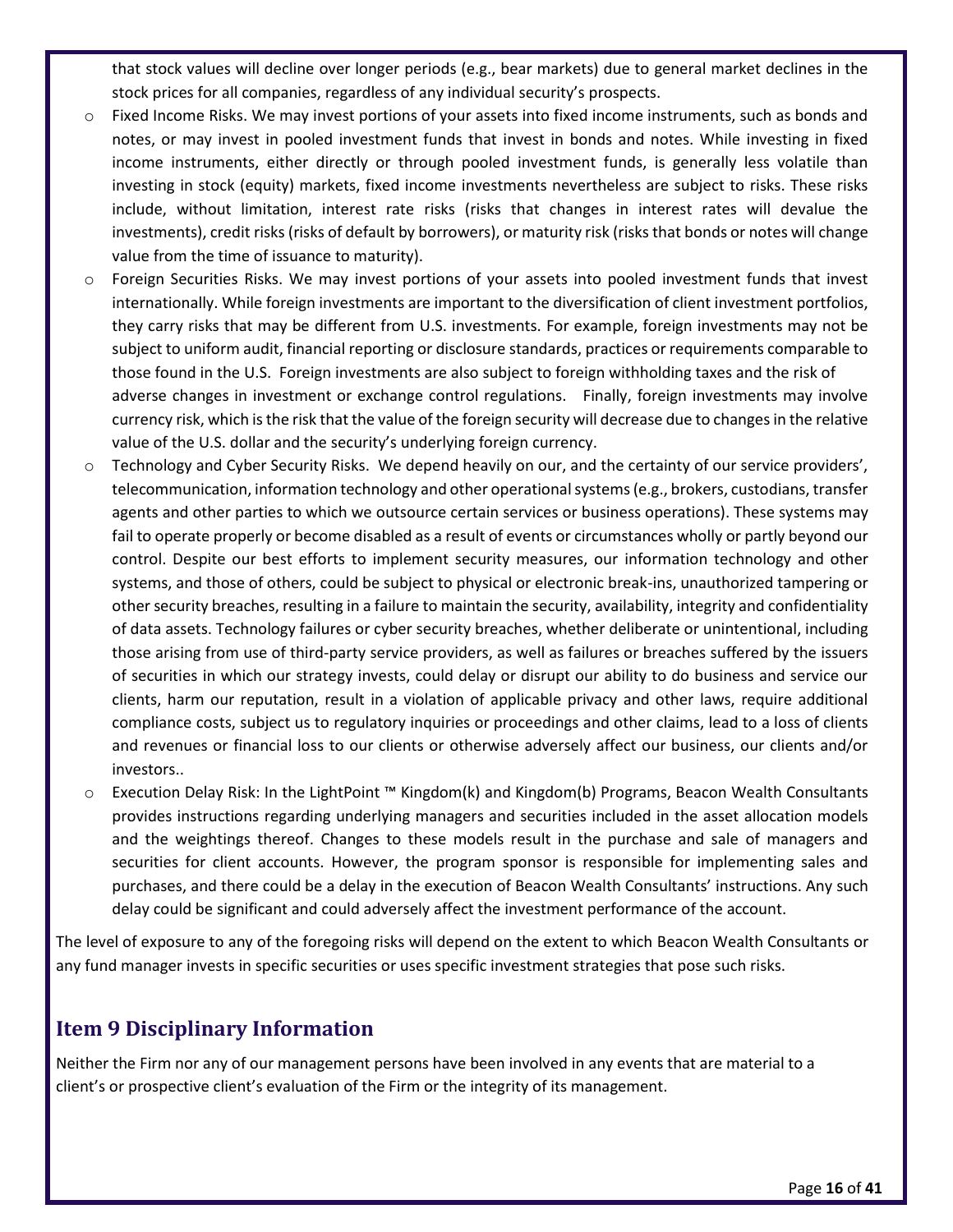that stock values will decline over longer periods (e.g., bear markets) due to general market declines in the stock prices for all companies, regardless of any individual security's prospects.

- Fixed Income Risks. We may invest portions of your assets into fixed income instruments, such as bonds and notes, or may invest in pooled investment funds that invest in bonds and notes. While investing in fixed income instruments, either directly or through pooled investment funds, is generally less volatile than investing in stock (equity) markets, fixed income investments nevertheless are subject to risks. These risks include, without limitation, interest rate risks (risks that changes in interest rates will devalue the investments), credit risks (risks of default by borrowers), or maturity risk (risks that bonds or notes will change value from the time of issuance to maturity).
- Foreign Securities Risks. We may invest portions of your assets into pooled investment funds that invest internationally. While foreign investments are important to the diversification of client investment portfolios, they carry risks that may be different from U.S. investments. For example, foreign investments may not be subject to uniform audit, financial reporting or disclosure standards, practices or requirements comparable to those found in the U.S. Foreign investments are also subject to foreign withholding taxes and the risk of adverse changes in investment or exchange control regulations. Finally, foreign investments may involve currency risk, which is the risk that the value of the foreign security will decrease due to changes in the relative value of the U.S. dollar and the security's underlying foreign currency.
- Technology and Cyber Security Risks. We depend heavily on our, and the certainty of our service providers', telecommunication, information technology and other operational systems (e.g., brokers, custodians, transfer agents and other parties to which we outsource certain services or business operations). These systems may fail to operate properly or become disabled as a result of events or circumstances wholly or partly beyond our control. Despite our best efforts to implement security measures, our information technology and other systems, and those of others, could be subject to physical or electronic break-ins, unauthorized tampering or other security breaches, resulting in a failure to maintain the security, availability, integrity and confidentiality of data assets. Technology failures or cyber security breaches, whether deliberate or unintentional, including those arising from use of third-party service providers, as well as failures or breaches suffered by the issuers of securities in which our strategy invests, could delay or disrupt our ability to do business and service our clients, harm our reputation, result in a violation of applicable privacy and other laws, require additional compliance costs, subject us to regulatory inquiries or proceedings and other claims, lead to a loss of clients and revenues or financial loss to our clients or otherwise adversely affect our business, our clients and/or investors..
- Execution Delay Risk: In the LightPoint ™ Kingdom(k) and Kingdom(b) Programs, Beacon Wealth Consultants provides instructions regarding underlying managers and securities included in the asset allocation models and the weightings thereof. Changes to these models result in the purchase and sale of managers and securities for client accounts. However, the program sponsor is responsible for implementing sales and purchases, and there could be a delay in the execution of Beacon Wealth Consultants' instructions. Any such delay could be significant and could adversely affect the investment performance of the account.

The level of exposure to any of the foregoing risks will depend on the extent to which Beacon Wealth Consultants or any fund manager invests in specific securities or uses specific investment strategies that pose such risks.

## Item 9 Disciplinary Information

Neither the Firm nor any of our management persons have been involved in any events that are material to a client's or prospective client's evaluation of the Firm or the integrity of its management.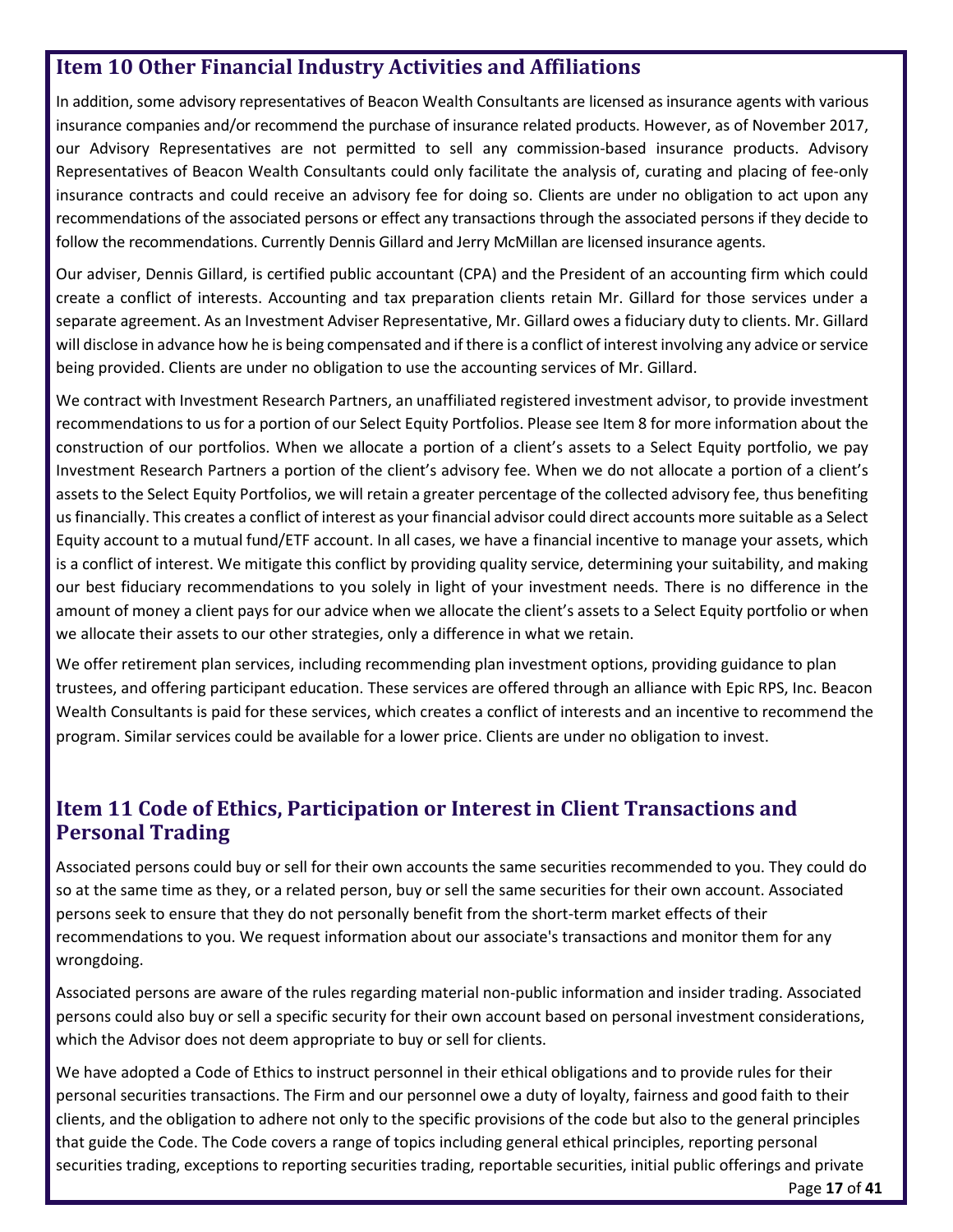## Item 10 Other Financial Industry Activities and Affiliations

In addition, some advisory representatives of Beacon Wealth Consultants are licensed as insurance agents with various insurance companies and/or recommend the purchase of insurance related products. However, as of November 2017, our Advisory Representatives are not permitted to sell any commission-based insurance products. Advisory Representatives of Beacon Wealth Consultants could only facilitate the analysis of, curating and placing of fee-only insurance contracts and could receive an advisory fee for doing so. Clients are under no obligation to act upon any recommendations of the associated persons or effect any transactions through the associated persons if they decide to follow the recommendations. Currently Dennis Gillard and Jerry McMillan are licensed insurance agents.

Our adviser, Dennis Gillard, is certified public accountant (CPA) and the President of an accounting firm which could create a conflict of interests. Accounting and tax preparation clients retain Mr. Gillard for those services under a separate agreement. As an Investment Adviser Representative, Mr. Gillard owes a fiduciary duty to clients. Mr. Gillard will disclose in advance how he is being compensated and if there is a conflict of interest involving any advice or service being provided. Clients are under no obligation to use the accounting services of Mr. Gillard.

We contract with Investment Research Partners, an unaffiliated registered investment advisor, to provide investment recommendations to us for a portion of our Select Equity Portfolios. Please see Item 8 for more information about the construction of our portfolios. When we allocate a portion of a client's assets to a Select Equity portfolio, we pay Investment Research Partners a portion of the client's advisory fee. When we do not allocate a portion of a client's assets to the Select Equity Portfolios, we will retain a greater percentage of the collected advisory fee, thus benefiting us financially. This creates a conflict of interest as your financial advisor could direct accounts more suitable as a Select Equity account to a mutual fund/ETF account. In all cases, we have a financial incentive to manage your assets, which is a conflict of interest. We mitigate this conflict by providing quality service, determining your suitability, and making our best fiduciary recommendations to you solely in light of your investment needs. There is no difference in the amount of money a client pays for our advice when we allocate the client's assets to a Select Equity portfolio or when we allocate their assets to our other strategies, only a difference in what we retain.

We offer retirement plan services, including recommending plan investment options, providing guidance to plan trustees, and offering participant education. These services are offered through an alliance with Epic RPS, Inc. Beacon Wealth Consultants is paid for these services, which creates a conflict of interests and an incentive to recommend the program. Similar services could be available for a lower price. Clients are under no obligation to invest.

## Item 11 Code of Ethics, Participation or Interest in Client Transactions and Personal Trading

Associated persons could buy or sell for their own accounts the same securities recommended to you. They could do so at the same time as they, or a related person, buy or sell the same securities for their own account. Associated persons seek to ensure that they do not personally benefit from the short-term market effects of their recommendations to you. We request information about our associate's transactions and monitor them for any wrongdoing.

Associated persons are aware of the rules regarding material non-public information and insider trading. Associated persons could also buy or sell a specific security for their own account based on personal investment considerations, which the Advisor does not deem appropriate to buy or sell for clients.

We have adopted a Code of Ethics to instruct personnel in their ethical obligations and to provide rules for their personal securities transactions. The Firm and our personnel owe a duty of loyalty, fairness and good faith to their clients, and the obligation to adhere not only to the specific provisions of the code but also to the general principles that guide the Code. The Code covers a range of topics including general ethical principles, reporting personal securities trading, exceptions to reporting securities trading, reportable securities, initial public offerings and private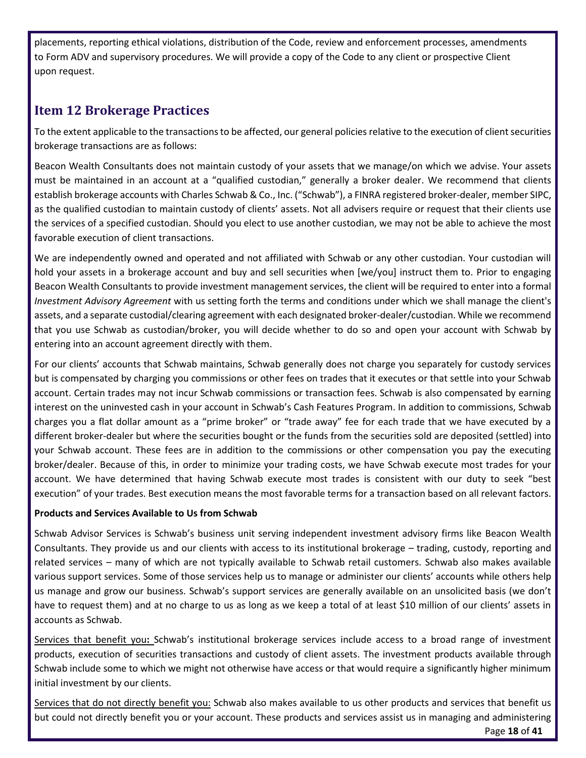placements, reporting ethical violations, distribution of the Code, review and enforcement processes, amendments to Form ADV and supervisory procedures. We will provide a copy of the Code to any client or prospective Client upon request.

## Item 12 Brokerage Practices

To the extent applicable to the transactions to be affected, our general policies relative to the execution of client securities brokerage transactions are as follows:

Beacon Wealth Consultants does not maintain custody of your assets that we manage/on which we advise. Your assets must be maintained in an account at a "qualified custodian," generally a broker dealer. We recommend that clients establish brokerage accounts with Charles Schwab & Co., Inc. ("Schwab"), a FINRA registered broker-dealer, member SIPC, as the qualified custodian to maintain custody of clients' assets. Not all advisers require or request that their clients use the services of a specified custodian. Should you elect to use another custodian, we may not be able to achieve the most favorable execution of client transactions.

We are independently owned and operated and not affiliated with Schwab or any other custodian. Your custodian will hold your assets in a brokerage account and buy and sell securities when [we/you] instruct them to. Prior to engaging Beacon Wealth Consultants to provide investment management services, the client will be required to enter into a formal *Investment Advisory Agreement* with us setting forth the terms and conditions under which we shall manage the client's assets, and a separate custodial/clearing agreement with each designated broker-dealer/custodian. While we recommend that you use Schwab as custodian/broker, you will decide whether to do so and open your account with Schwab by entering into an account agreement directly with them.

For our clients' accounts that Schwab maintains, Schwab generally does not charge you separately for custody services but is compensated by charging you commissions or other fees on trades that it executes or that settle into your Schwab account. Certain trades may not incur Schwab commissions or transaction fees. Schwab is also compensated by earning interest on the uninvested cash in your account in Schwab's Cash Features Program. In addition to commissions, Schwab charges you a flat dollar amount as a "prime broker" or "trade away" fee for each trade that we have executed by a different broker-dealer but where the securities bought or the funds from the securities sold are deposited (settled) into your Schwab account. These fees are in addition to the commissions or other compensation you pay the executing broker/dealer. Because of this, in order to minimize your trading costs, we have Schwab execute most trades for your account. We have determined that having Schwab execute most trades is consistent with our duty to seek "best execution" of your trades. Best execution means the most favorable terms for a transaction based on all relevant factors.

**Products and Services Available to Us from Schwab**

Schwab Advisor Services is Schwab's business unit serving independent investment advisory firms like Beacon Wealth Consultants. They provide us and our clients with access to its institutional brokerage – trading, custody, reporting and related services – many of which are not typically available to Schwab retail customers. Schwab also makes available various support services. Some of those services help us to manage or administer our clients' accounts while others help us manage and grow our business. Schwab's support services are generally available on an unsolicited basis (we don't have to request them) and at no charge to us as long as we keep a total of at least $10 million of our clients' assets in accounts as Schwab.

Services that benefit you**:** Schwab's institutional brokerage services include access to a broad range of investment products, execution of securities transactions and custody of client assets. The investment products available through Schwab include some to which we might not otherwise have access or that would require a significantly higher minimum initial investment by our clients.

Services that do not directly benefit you: Schwab also makes available to us other products and services that benefit us but could not directly benefit you or your account. These products and services assist us in managing and administering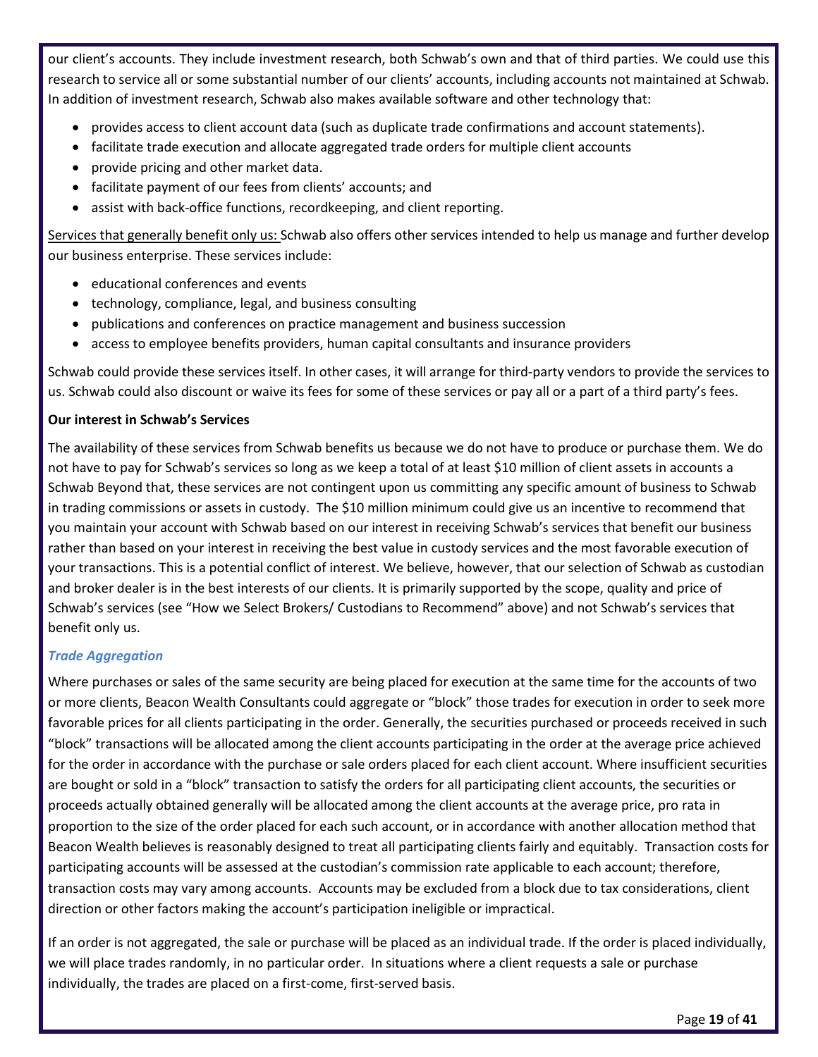our client's accounts. They include investment research, both Schwab's own and that of third parties. We could use this research to service all or some substantial number of our clients' accounts, including accounts not maintained at Schwab. In addition of investment research, Schwab also makes available software and other technology that:

- provides access to client account data (such as duplicate trade confirmations and account statements).
- facilitate trade execution and allocate aggregated trade orders for multiple client accounts
- provide pricing and other market data.
- facilitate payment of our fees from clients' accounts; and
- assist with back-office functions, recordkeeping, and client reporting.

<u>Services that generally benefit only us:</u> Schwab also offers other services intended to help us manage and further develop our business enterprise. These services include:

- educational conferences and events
- technology, compliance, legal, and business consulting
- publications and conferences on practice management and business succession
- access to employee benefits providers, human capital consultants and insurance providers

Schwab could provide these services itself. In other cases, it will arrange for third-party vendors to provide the services to us. Schwab could also discount or waive its fees for some of these services or pay all or a part of a third party's fees.

**Our interest in Schwab's Services**

The availability of these services from Schwab benefits us because we do not have to produce or purchase them. We do not have to pay for Schwab's services so long as we keep a total of at least $10 million of client assets in accounts a Schwab Beyond that, these services are not contingent upon us committing any specific amount of business to Schwab in trading commissions or assets in custody. The $10 million minimum could give us an incentive to recommend that you maintain your account with Schwab based on our interest in receiving Schwab's services that benefit our business rather than based on your interest in receiving the best value in custody services and the most favorable execution of your transactions. This is a potential conflict of interest. We believe, however, that our selection of Schwab as custodian and broker dealer is in the best interests of our clients. It is primarily supported by the scope, quality and price of Schwab's services (see "How we Select Brokers/ Custodians to Recommend" above) and not Schwab's services that benefit only us.

***Trade Aggregation***

Where purchases or sales of the same security are being placed for execution at the same time for the accounts of two or more clients, Beacon Wealth Consultants could aggregate or "block" those trades for execution in order to seek more favorable prices for all clients participating in the order. Generally, the securities purchased or proceeds received in such "block" transactions will be allocated among the client accounts participating in the order at the average price achieved for the order in accordance with the purchase or sale orders placed for each client account. Where insufficient securities are bought or sold in a "block" transaction to satisfy the orders for all participating client accounts, the securities or proceeds actually obtained generally will be allocated among the client accounts at the average price, pro rata in proportion to the size of the order placed for each such account, or in accordance with another allocation method that Beacon Wealth believes is reasonably designed to treat all participating clients fairly and equitably. Transaction costs for participating accounts will be assessed at the custodian's commission rate applicable to each account; therefore, transaction costs may vary among accounts. Accounts may be excluded from a block due to tax considerations, client direction or other factors making the account's participation ineligible or impractical.

If an order is not aggregated, the sale or purchase will be placed as an individual trade. If the order is placed individually, we will place trades randomly, in no particular order. In situations where a client requests a sale or purchase individually, the trades are placed on a first-come, first-served basis.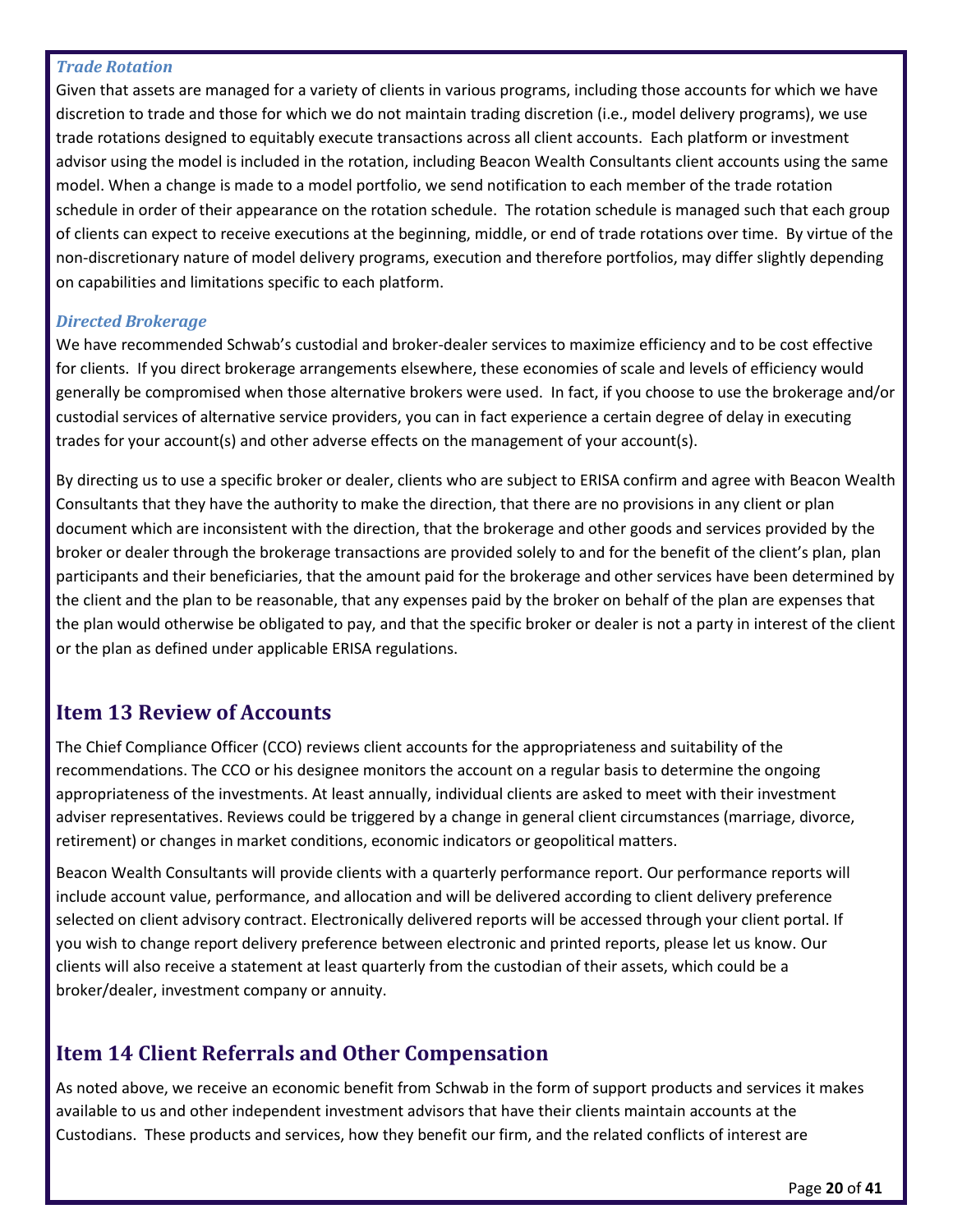### *Trade Rotation*

Given that assets are managed for a variety of clients in various programs, including those accounts for which we have discretion to trade and those for which we do not maintain trading discretion (i.e., model delivery programs), we use trade rotations designed to equitably execute transactions across all client accounts. Each platform or investment advisor using the model is included in the rotation, including Beacon Wealth Consultants client accounts using the same model. When a change is made to a model portfolio, we send notification to each member of the trade rotation schedule in order of their appearance on the rotation schedule. The rotation schedule is managed such that each group of clients can expect to receive executions at the beginning, middle, or end of trade rotations over time. By virtue of the non-discretionary nature of model delivery programs, execution and therefore portfolios, may differ slightly depending on capabilities and limitations specific to each platform.

### *Directed Brokerage*

We have recommended Schwab's custodial and broker-dealer services to maximize efficiency and to be cost effective for clients. If you direct brokerage arrangements elsewhere, these economies of scale and levels of efficiency would generally be compromised when those alternative brokers were used. In fact, if you choose to use the brokerage and/or custodial services of alternative service providers, you can in fact experience a certain degree of delay in executing trades for your account(s) and other adverse effects on the management of your account(s).

By directing us to use a specific broker or dealer, clients who are subject to ERISA confirm and agree with Beacon Wealth Consultants that they have the authority to make the direction, that there are no provisions in any client or plan document which are inconsistent with the direction, that the brokerage and other goods and services provided by the broker or dealer through the brokerage transactions are provided solely to and for the benefit of the client's plan, plan participants and their beneficiaries, that the amount paid for the brokerage and other services have been determined by the client and the plan to be reasonable, that any expenses paid by the broker on behalf of the plan are expenses that the plan would otherwise be obligated to pay, and that the specific broker or dealer is not a party in interest of the client or the plan as defined under applicable ERISA regulations.

## Item 13 Review of Accounts

The Chief Compliance Officer (CCO) reviews client accounts for the appropriateness and suitability of the recommendations. The CCO or his designee monitors the account on a regular basis to determine the ongoing appropriateness of the investments. At least annually, individual clients are asked to meet with their investment adviser representatives. Reviews could be triggered by a change in general client circumstances (marriage, divorce, retirement) or changes in market conditions, economic indicators or geopolitical matters.

Beacon Wealth Consultants will provide clients with a quarterly performance report. Our performance reports will include account value, performance, and allocation and will be delivered according to client delivery preference selected on client advisory contract. Electronically delivered reports will be accessed through your client portal. If you wish to change report delivery preference between electronic and printed reports, please let us know. Our clients will also receive a statement at least quarterly from the custodian of their assets, which could be a broker/dealer, investment company or annuity.

## Item 14 Client Referrals and Other Compensation

As noted above, we receive an economic benefit from Schwab in the form of support products and services it makes available to us and other independent investment advisors that have their clients maintain accounts at the Custodians. These products and services, how they benefit our firm, and the related conflicts of interest are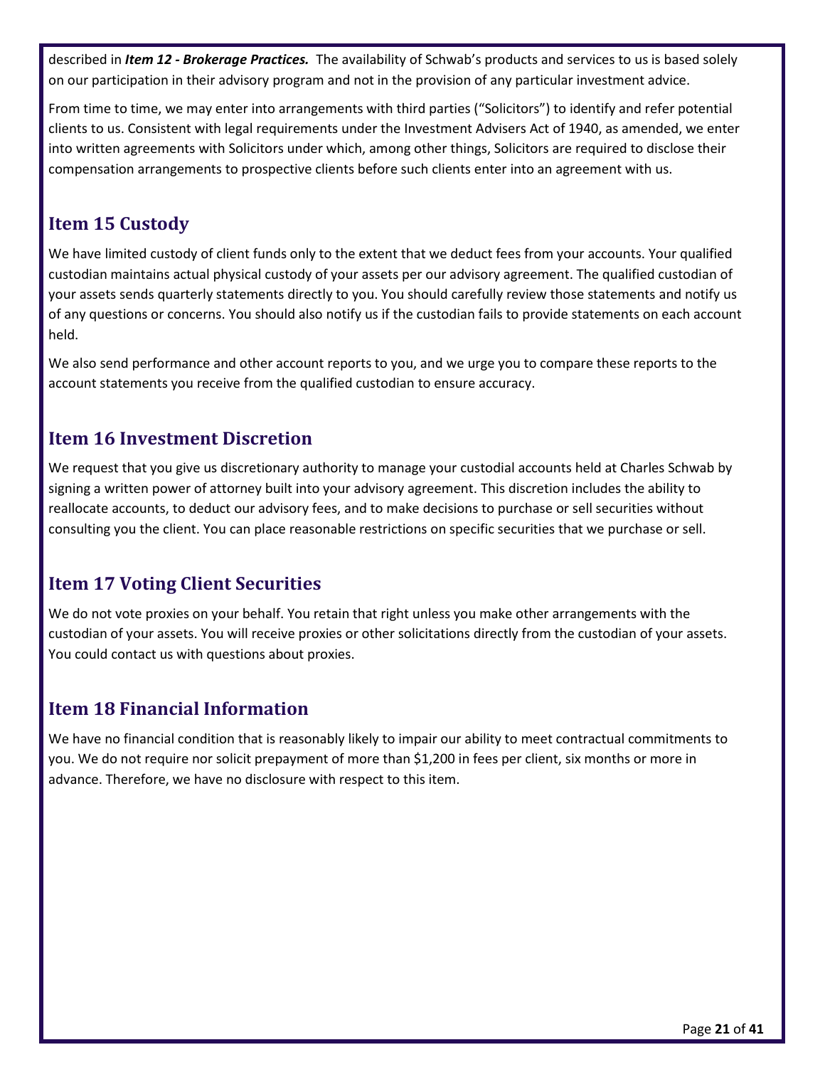described in ***Item 12 - Brokerage Practices.*** The availability of Schwab's products and services to us is based solely on our participation in their advisory program and not in the provision of any particular investment advice.

From time to time, we may enter into arrangements with third parties ("Solicitors") to identify and refer potential clients to us. Consistent with legal requirements under the Investment Advisers Act of 1940, as amended, we enter into written agreements with Solicitors under which, among other things, Solicitors are required to disclose their compensation arrangements to prospective clients before such clients enter into an agreement with us.

## Item 15 Custody

We have limited custody of client funds only to the extent that we deduct fees from your accounts. Your qualified custodian maintains actual physical custody of your assets per our advisory agreement. The qualified custodian of your assets sends quarterly statements directly to you. You should carefully review those statements and notify us of any questions or concerns. You should also notify us if the custodian fails to provide statements on each account held.

We also send performance and other account reports to you, and we urge you to compare these reports to the account statements you receive from the qualified custodian to ensure accuracy.

## Item 16 Investment Discretion

We request that you give us discretionary authority to manage your custodial accounts held at Charles Schwab by signing a written power of attorney built into your advisory agreement. This discretion includes the ability to reallocate accounts, to deduct our advisory fees, and to make decisions to purchase or sell securities without consulting you the client. You can place reasonable restrictions on specific securities that we purchase or sell.

## Item 17 Voting Client Securities

We do not vote proxies on your behalf. You retain that right unless you make other arrangements with the custodian of your assets. You will receive proxies or other solicitations directly from the custodian of your assets. You could contact us with questions about proxies.

## Item 18 Financial Information

We have no financial condition that is reasonably likely to impair our ability to meet contractual commitments to you. We do not require nor solicit prepayment of more than $1,200 in fees per client, six months or more in advance. Therefore, we have no disclosure with respect to this item.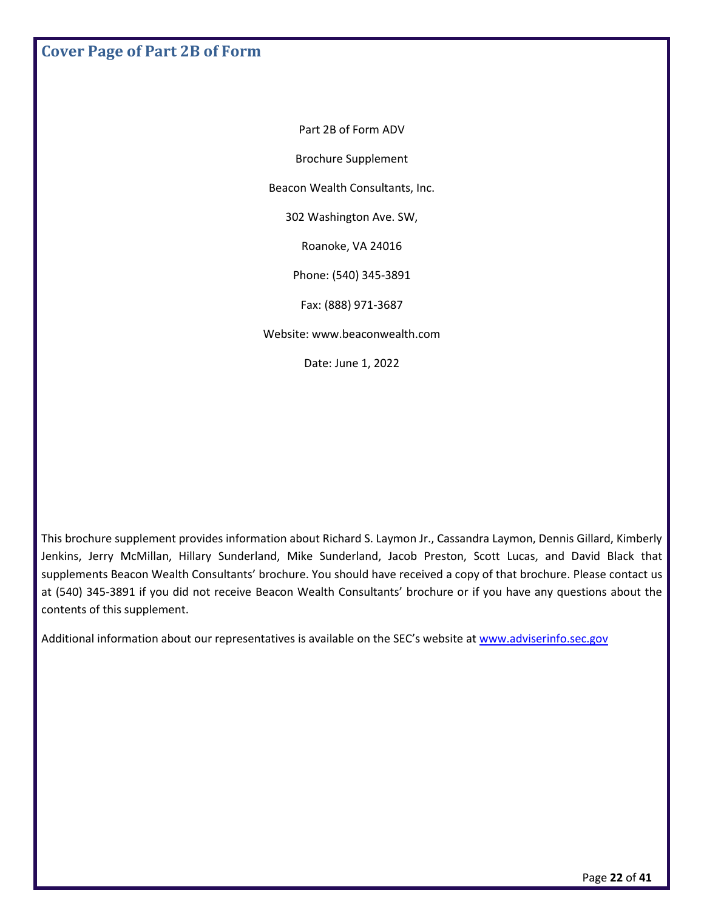## Cover Page of Part 2B of Form

Part 2B of Form ADV

Brochure Supplement

Beacon Wealth Consultants, Inc.

302 Washington Ave. SW,

Roanoke, VA 24016

Phone: (540) 345-3891

Fax: (888) 971-3687

Website: www.beaconwealth.com

Date: June 1, 2022

This brochure supplement provides information about Richard S. Laymon Jr., Cassandra Laymon, Dennis Gillard, Kimberly Jenkins, Jerry McMillan, Hillary Sunderland, Mike Sunderland, Jacob Preston, Scott Lucas, and David Black that supplements Beacon Wealth Consultants' brochure. You should have received a copy of that brochure. Please contact us at (540) 345-3891 if you did not receive Beacon Wealth Consultants' brochure or if you have any questions about the contents of this supplement.

Additional information about our representatives is available on the SEC's website at [www.adviserinfo.sec.gov](http://www.adviserinfo.sec.gov)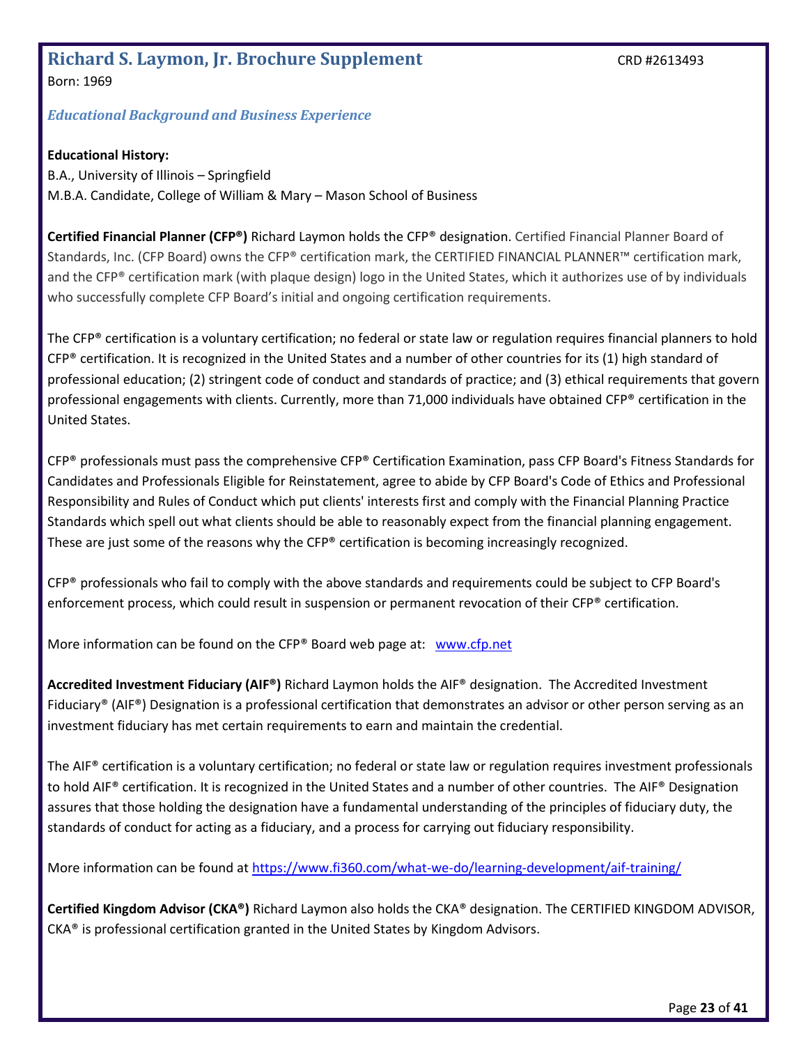## Richard S. Laymon, Jr. Brochure Supplement

CRD #2613493

Born: 1969

### *Educational Background and Business Experience*

**Educational History:**

B.A., University of Illinois – Springfield

M.B.A. Candidate, College of William & Mary – Mason School of Business

**Certified Financial Planner (CFP®)** Richard Laymon holds the CFP® designation. Certified Financial Planner Board of Standards, Inc. (CFP Board) owns the CFP® certification mark, the CERTIFIED FINANCIAL PLANNER™ certification mark, and the CFP® certification mark (with plaque design) logo in the United States, which it authorizes use of by individuals who successfully complete CFP Board's initial and ongoing certification requirements.

The CFP® certification is a voluntary certification; no federal or state law or regulation requires financial planners to hold CFP® certification. It is recognized in the United States and a number of other countries for its (1) high standard of professional education; (2) stringent code of conduct and standards of practice; and (3) ethical requirements that govern professional engagements with clients. Currently, more than 71,000 individuals have obtained CFP® certification in the United States.

CFP® professionals must pass the comprehensive CFP® Certification Examination, pass CFP Board's Fitness Standards for Candidates and Professionals Eligible for Reinstatement, agree to abide by CFP Board's Code of Ethics and Professional Responsibility and Rules of Conduct which put clients' interests first and comply with the Financial Planning Practice Standards which spell out what clients should be able to reasonably expect from the financial planning engagement. These are just some of the reasons why the CFP® certification is becoming increasingly recognized.

CFP® professionals who fail to comply with the above standards and requirements could be subject to CFP Board's enforcement process, which could result in suspension or permanent revocation of their CFP® certification.

More information can be found on the CFP® Board web page at: [www.cfp.net](http://www.cfp.net)

**Accredited Investment Fiduciary (AIF®)** Richard Laymon holds the AIF® designation. The Accredited Investment Fiduciary® (AIF®) Designation is a professional certification that demonstrates an advisor or other person serving as an investment fiduciary has met certain requirements to earn and maintain the credential.

The AIF® certification is a voluntary certification; no federal or state law or regulation requires investment professionals to hold AIF® certification. It is recognized in the United States and a number of other countries. The AIF® Designation assures that those holding the designation have a fundamental understanding of the principles of fiduciary duty, the standards of conduct for acting as a fiduciary, and a process for carrying out fiduciary responsibility.

More information can be found at [https://www.fi360.com/what-we-do/learning-development/aif-training/](https://www.fi360.com/what-we-do/learning-development/aif-training/)

**Certified Kingdom Advisor (CKA®)** Richard Laymon also holds the CKA® designation. The CERTIFIED KINGDOM ADVISOR, CKA® is professional certification granted in the United States by Kingdom Advisors.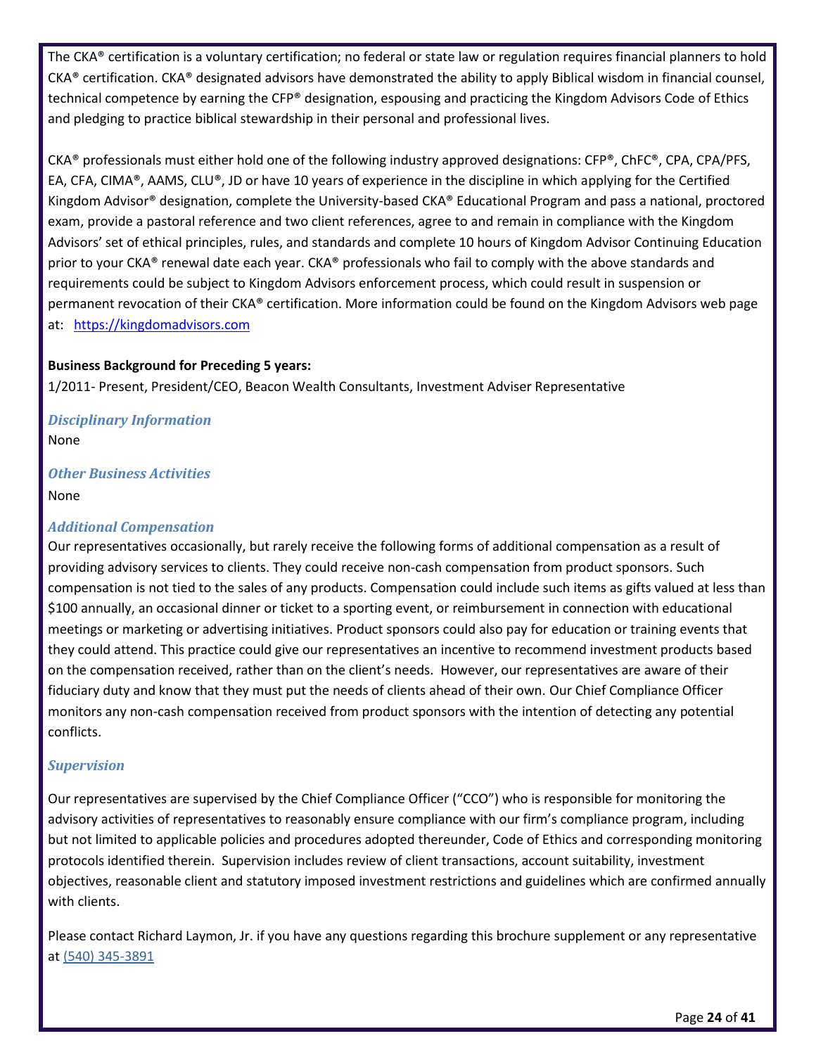The CKA® certification is a voluntary certification; no federal or state law or regulation requires financial planners to hold CKA® certification. CKA® designated advisors have demonstrated the ability to apply Biblical wisdom in financial counsel, technical competence by earning the CFP® designation, espousing and practicing the Kingdom Advisors Code of Ethics and pledging to practice biblical stewardship in their personal and professional lives.

CKA® professionals must either hold one of the following industry approved designations: CFP®, ChFC®, CPA, CPA/PFS, EA, CFA, CIMA®, AAMS, CLU®, JD or have 10 years of experience in the discipline in which applying for the Certified Kingdom Advisor® designation, complete the University-based CKA® Educational Program and pass a national, proctored exam, provide a pastoral reference and two client references, agree to and remain in compliance with the Kingdom Advisors' set of ethical principles, rules, and standards and complete 10 hours of Kingdom Advisor Continuing Education prior to your CKA® renewal date each year. CKA® professionals who fail to comply with the above standards and requirements could be subject to Kingdom Advisors enforcement process, which could result in suspension or permanent revocation of their CKA® certification. More information could be found on the Kingdom Advisors web page at: https://kingdomadvisors.com

**Business Background for Preceding 5 years:**

1/2011- Present, President/CEO, Beacon Wealth Consultants, Investment Adviser Representative

### *Disciplinary Information*

None

### *Other Business Activities*

None

### *Additional Compensation*

Our representatives occasionally, but rarely receive the following forms of additional compensation as a result of providing advisory services to clients. They could receive non-cash compensation from product sponsors. Such compensation is not tied to the sales of any products. Compensation could include such items as gifts valued at less than $100 annually, an occasional dinner or ticket to a sporting event, or reimbursement in connection with educational meetings or marketing or advertising initiatives. Product sponsors could also pay for education or training events that they could attend. This practice could give our representatives an incentive to recommend investment products based on the compensation received, rather than on the client's needs. However, our representatives are aware of their fiduciary duty and know that they must put the needs of clients ahead of their own. Our Chief Compliance Officer monitors any non-cash compensation received from product sponsors with the intention of detecting any potential conflicts.

### *Supervision*

Our representatives are supervised by the Chief Compliance Officer ("CCO") who is responsible for monitoring the advisory activities of representatives to reasonably ensure compliance with our firm's compliance program, including but not limited to applicable policies and procedures adopted thereunder, Code of Ethics and corresponding monitoring protocols identified therein. Supervision includes review of client transactions, account suitability, investment objectives, reasonable client and statutory imposed investment restrictions and guidelines which are confirmed annually with clients.

Please contact Richard Laymon, Jr. if you have any questions regarding this brochure supplement or any representative at (540) 345-3891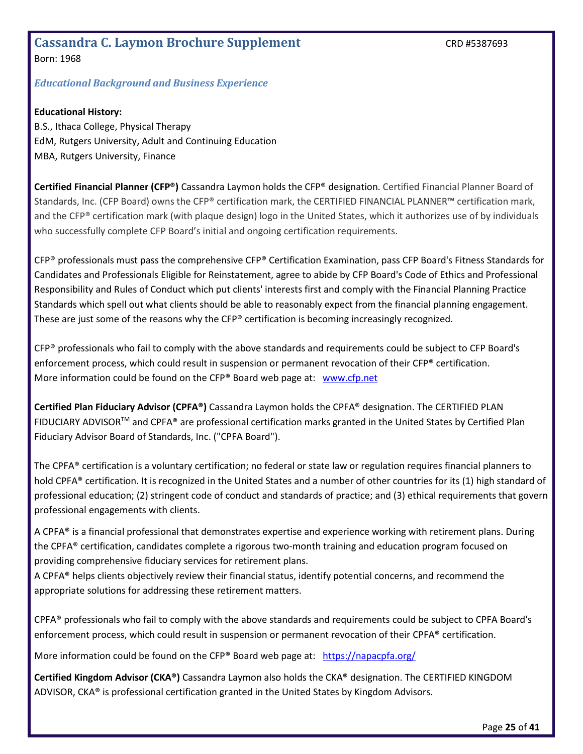## Cassandra C. Laymon Brochure Supplement

CRD #5387693

Born: 1968

### *Educational Background and Business Experience*

**Educational History:**
B.S., Ithaca College, Physical Therapy
EdM, Rutgers University, Adult and Continuing Education
MBA, Rutgers University, Finance

**Certified Financial Planner (CFP®)** Cassandra Laymon holds the CFP® designation. Certified Financial Planner Board of Standards, Inc. (CFP Board) owns the CFP® certification mark, the CERTIFIED FINANCIAL PLANNER™ certification mark, and the CFP® certification mark (with plaque design) logo in the United States, which it authorizes use of by individuals who successfully complete CFP Board's initial and ongoing certification requirements.

CFP® professionals must pass the comprehensive CFP® Certification Examination, pass CFP Board's Fitness Standards for Candidates and Professionals Eligible for Reinstatement, agree to abide by CFP Board's Code of Ethics and Professional Responsibility and Rules of Conduct which put clients' interests first and comply with the Financial Planning Practice Standards which spell out what clients should be able to reasonably expect from the financial planning engagement. These are just some of the reasons why the CFP® certification is becoming increasingly recognized.

CFP® professionals who fail to comply with the above standards and requirements could be subject to CFP Board's enforcement process, which could result in suspension or permanent revocation of their CFP® certification. More information could be found on the CFP® Board web page at: www.cfp.net

**Certified Plan Fiduciary Advisor (CPFA®)** Cassandra Laymon holds the CPFA® designation. The CERTIFIED PLAN FIDUCIARY ADVISOR™ and CPFA® are professional certification marks granted in the United States by Certified Plan Fiduciary Advisor Board of Standards, Inc. ("CPFA Board").

The CPFA® certification is a voluntary certification; no federal or state law or regulation requires financial planners to hold CPFA® certification. It is recognized in the United States and a number of other countries for its (1) high standard of professional education; (2) stringent code of conduct and standards of practice; and (3) ethical requirements that govern professional engagements with clients.

A CPFA® is a financial professional that demonstrates expertise and experience working with retirement plans. During the CPFA® certification, candidates complete a rigorous two-month training and education program focused on providing comprehensive fiduciary services for retirement plans.
A CPFA® helps clients objectively review their financial status, identify potential concerns, and recommend the appropriate solutions for addressing these retirement matters.

CPFA® professionals who fail to comply with the above standards and requirements could be subject to CPFA Board's enforcement process, which could result in suspension or permanent revocation of their CPFA® certification.

More information could be found on the CFP® Board web page at: https://napacpfa.org/

**Certified Kingdom Advisor (CKA®)** Cassandra Laymon also holds the CKA® designation. The CERTIFIED KINGDOM ADVISOR, CKA® is professional certification granted in the United States by Kingdom Advisors.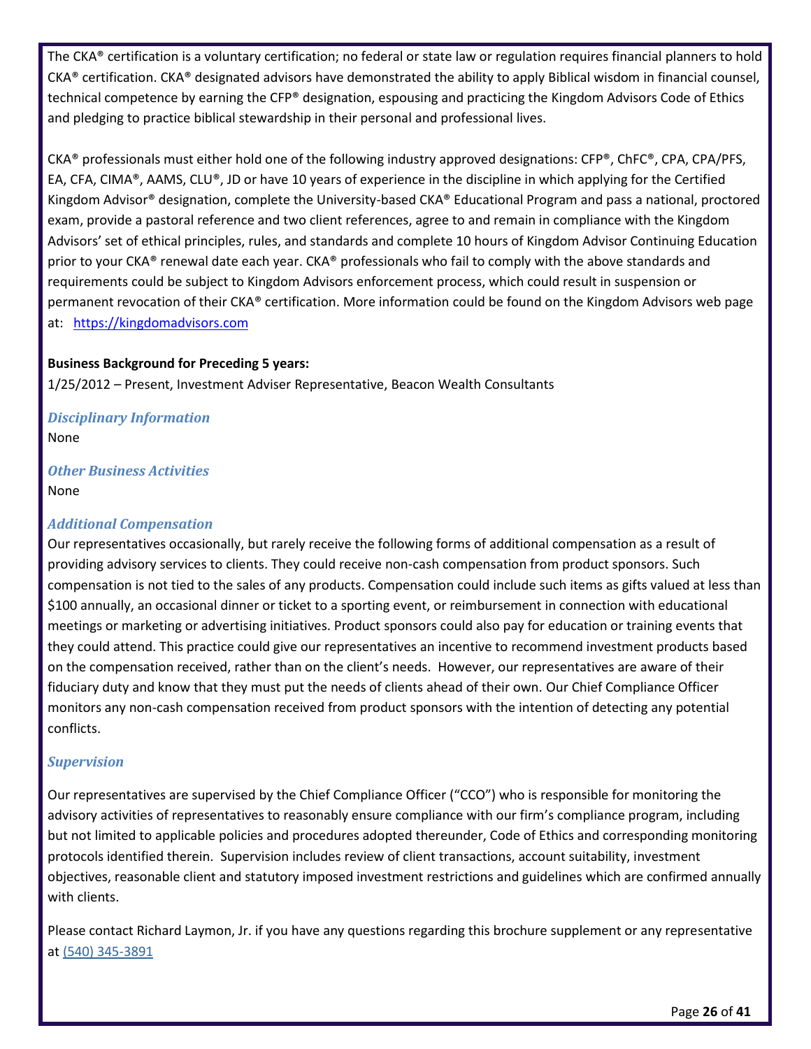The CKA® certification is a voluntary certification; no federal or state law or regulation requires financial planners to hold CKA® certification. CKA® designated advisors have demonstrated the ability to apply Biblical wisdom in financial counsel, technical competence by earning the CFP® designation, espousing and practicing the Kingdom Advisors Code of Ethics and pledging to practice biblical stewardship in their personal and professional lives.

CKA® professionals must either hold one of the following industry approved designations: CFP®, ChFC®, CPA, CPA/PFS, EA, CFA, CIMA®, AAMS, CLU®, JD or have 10 years of experience in the discipline in which applying for the Certified Kingdom Advisor® designation, complete the University-based CKA® Educational Program and pass a national, proctored exam, provide a pastoral reference and two client references, agree to and remain in compliance with the Kingdom Advisors' set of ethical principles, rules, and standards and complete 10 hours of Kingdom Advisor Continuing Education prior to your CKA® renewal date each year. CKA® professionals who fail to comply with the above standards and requirements could be subject to Kingdom Advisors enforcement process, which could result in suspension or permanent revocation of their CKA® certification. More information could be found on the Kingdom Advisors web page at: https://kingdomadvisors.com

**Business Background for Preceding 5 years:**

1/25/2012 – Present, Investment Adviser Representative, Beacon Wealth Consultants

### *Disciplinary Information*

None

### *Other Business Activities*

None

### *Additional Compensation*

Our representatives occasionally, but rarely receive the following forms of additional compensation as a result of providing advisory services to clients. They could receive non-cash compensation from product sponsors. Such compensation is not tied to the sales of any products. Compensation could include such items as gifts valued at less than $100 annually, an occasional dinner or ticket to a sporting event, or reimbursement in connection with educational meetings or marketing or advertising initiatives. Product sponsors could also pay for education or training events that they could attend. This practice could give our representatives an incentive to recommend investment products based on the compensation received, rather than on the client's needs. However, our representatives are aware of their fiduciary duty and know that they must put the needs of clients ahead of their own. Our Chief Compliance Officer monitors any non-cash compensation received from product sponsors with the intention of detecting any potential conflicts.

### *Supervision*

Our representatives are supervised by the Chief Compliance Officer ("CCO") who is responsible for monitoring the advisory activities of representatives to reasonably ensure compliance with our firm's compliance program, including but not limited to applicable policies and procedures adopted thereunder, Code of Ethics and corresponding monitoring protocols identified therein. Supervision includes review of client transactions, account suitability, investment objectives, reasonable client and statutory imposed investment restrictions and guidelines which are confirmed annually with clients.

Please contact Richard Laymon, Jr. if you have any questions regarding this brochure supplement or any representative at (540) 345-3891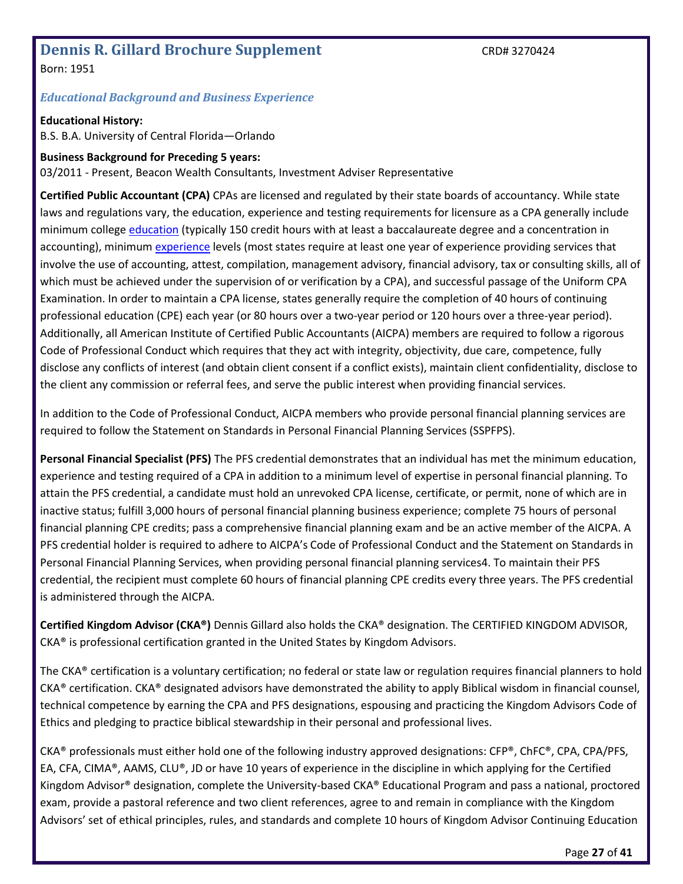## Dennis R. Gillard Brochure Supplement

CRD# 3270424

Born: 1951

### *Educational Background and Business Experience*

**Educational History:**
B.S. B.A. University of Central Florida—Orlando

**Business Background for Preceding 5 years:**
03/2011 - Present, Beacon Wealth Consultants, Investment Adviser Representative

**Certified Public Accountant (CPA)** CPAs are licensed and regulated by their state boards of accountancy. While state laws and regulations vary, the education, experience and testing requirements for licensure as a CPA generally include minimum college education (typically 150 credit hours with at least a baccalaureate degree and a concentration in accounting), minimum experience levels (most states require at least one year of experience providing services that involve the use of accounting, attest, compilation, management advisory, financial advisory, tax or consulting skills, all of which must be achieved under the supervision of or verification by a CPA), and successful passage of the Uniform CPA Examination. In order to maintain a CPA license, states generally require the completion of 40 hours of continuing professional education (CPE) each year (or 80 hours over a two-year period or 120 hours over a three-year period). Additionally, all American Institute of Certified Public Accountants (AICPA) members are required to follow a rigorous Code of Professional Conduct which requires that they act with integrity, objectivity, due care, competence, fully disclose any conflicts of interest (and obtain client consent if a conflict exists), maintain client confidentiality, disclose to the client any commission or referral fees, and serve the public interest when providing financial services.

In addition to the Code of Professional Conduct, AICPA members who provide personal financial planning services are required to follow the Statement on Standards in Personal Financial Planning Services (SSPFPS).

**Personal Financial Specialist (PFS)** The PFS credential demonstrates that an individual has met the minimum education, experience and testing required of a CPA in addition to a minimum level of expertise in personal financial planning. To attain the PFS credential, a candidate must hold an unrevoked CPA license, certificate, or permit, none of which are in inactive status; fulfill 3,000 hours of personal financial planning business experience; complete 75 hours of personal financial planning CPE credits; pass a comprehensive financial planning exam and be an active member of the AICPA. A PFS credential holder is required to adhere to AICPA's Code of Professional Conduct and the Statement on Standards in Personal Financial Planning Services, when providing personal financial planning services4. To maintain their PFS credential, the recipient must complete 60 hours of financial planning CPE credits every three years. The PFS credential is administered through the AICPA.

**Certified Kingdom Advisor (CKA®)** Dennis Gillard also holds the CKA® designation. The CERTIFIED KINGDOM ADVISOR, CKA® is professional certification granted in the United States by Kingdom Advisors.

The CKA® certification is a voluntary certification; no federal or state law or regulation requires financial planners to hold CKA® certification. CKA® designated advisors have demonstrated the ability to apply Biblical wisdom in financial counsel, technical competence by earning the CPA and PFS designations, espousing and practicing the Kingdom Advisors Code of Ethics and pledging to practice biblical stewardship in their personal and professional lives.

CKA® professionals must either hold one of the following industry approved designations: CFP®, ChFC®, CPA, CPA/PFS, EA, CFA, CIMA®, AAMS, CLU®, JD or have 10 years of experience in the discipline in which applying for the Certified Kingdom Advisor® designation, complete the University-based CKA® Educational Program and pass a national, proctored exam, provide a pastoral reference and two client references, agree to and remain in compliance with the Kingdom Advisors' set of ethical principles, rules, and standards and complete 10 hours of Kingdom Advisor Continuing Education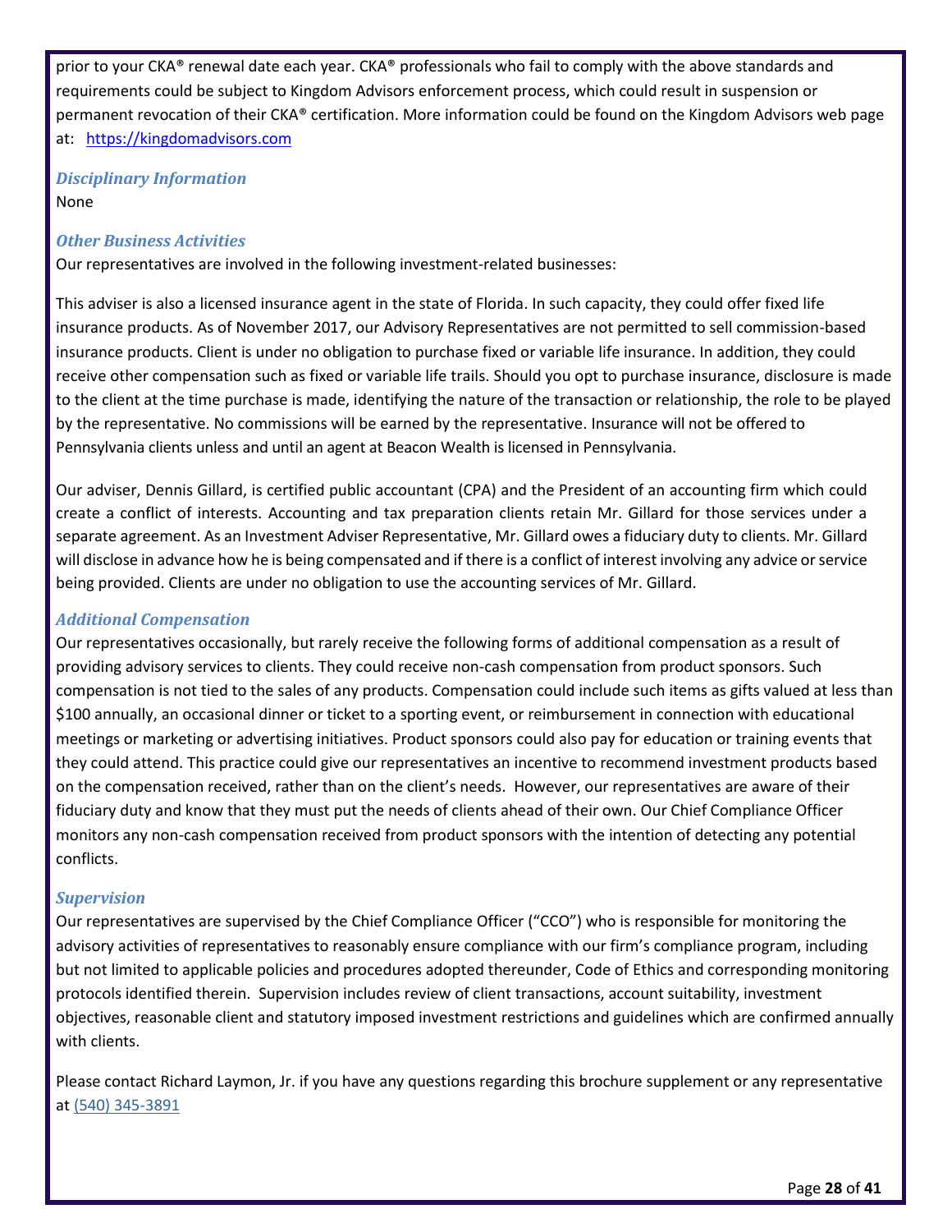prior to your CKA® renewal date each year. CKA® professionals who fail to comply with the above standards and requirements could be subject to Kingdom Advisors enforcement process, which could result in suspension or permanent revocation of their CKA® certification. More information could be found on the Kingdom Advisors web page at: [https://kingdomadvisors.com](https://kingdomadvisors.com)

### *Disciplinary Information*

None

### *Other Business Activities*

Our representatives are involved in the following investment-related businesses:

This adviser is also a licensed insurance agent in the state of Florida. In such capacity, they could offer fixed life insurance products. As of November 2017, our Advisory Representatives are not permitted to sell commission-based insurance products. Client is under no obligation to purchase fixed or variable life insurance. In addition, they could receive other compensation such as fixed or variable life trails. Should you opt to purchase insurance, disclosure is made to the client at the time purchase is made, identifying the nature of the transaction or relationship, the role to be played by the representative. No commissions will be earned by the representative. Insurance will not be offered to Pennsylvania clients unless and until an agent at Beacon Wealth is licensed in Pennsylvania.

Our adviser, Dennis Gillard, is certified public accountant (CPA) and the President of an accounting firm which could create a conflict of interests. Accounting and tax preparation clients retain Mr. Gillard for those services under a separate agreement. As an Investment Adviser Representative, Mr. Gillard owes a fiduciary duty to clients. Mr. Gillard will disclose in advance how he is being compensated and if there is a conflict of interest involving any advice or service being provided. Clients are under no obligation to use the accounting services of Mr. Gillard.

### *Additional Compensation*

Our representatives occasionally, but rarely receive the following forms of additional compensation as a result of providing advisory services to clients. They could receive non-cash compensation from product sponsors. Such compensation is not tied to the sales of any products. Compensation could include such items as gifts valued at less than $100 annually, an occasional dinner or ticket to a sporting event, or reimbursement in connection with educational meetings or marketing or advertising initiatives. Product sponsors could also pay for education or training events that they could attend. This practice could give our representatives an incentive to recommend investment products based on the compensation received, rather than on the client's needs. However, our representatives are aware of their fiduciary duty and know that they must put the needs of clients ahead of their own. Our Chief Compliance Officer monitors any non-cash compensation received from product sponsors with the intention of detecting any potential conflicts.

### *Supervision*

Our representatives are supervised by the Chief Compliance Officer ("CCO") who is responsible for monitoring the advisory activities of representatives to reasonably ensure compliance with our firm's compliance program, including but not limited to applicable policies and procedures adopted thereunder, Code of Ethics and corresponding monitoring protocols identified therein. Supervision includes review of client transactions, account suitability, investment objectives, reasonable client and statutory imposed investment restrictions and guidelines which are confirmed annually with clients.

Please contact Richard Laymon, Jr. if you have any questions regarding this brochure supplement or any representative at (540) 345-3891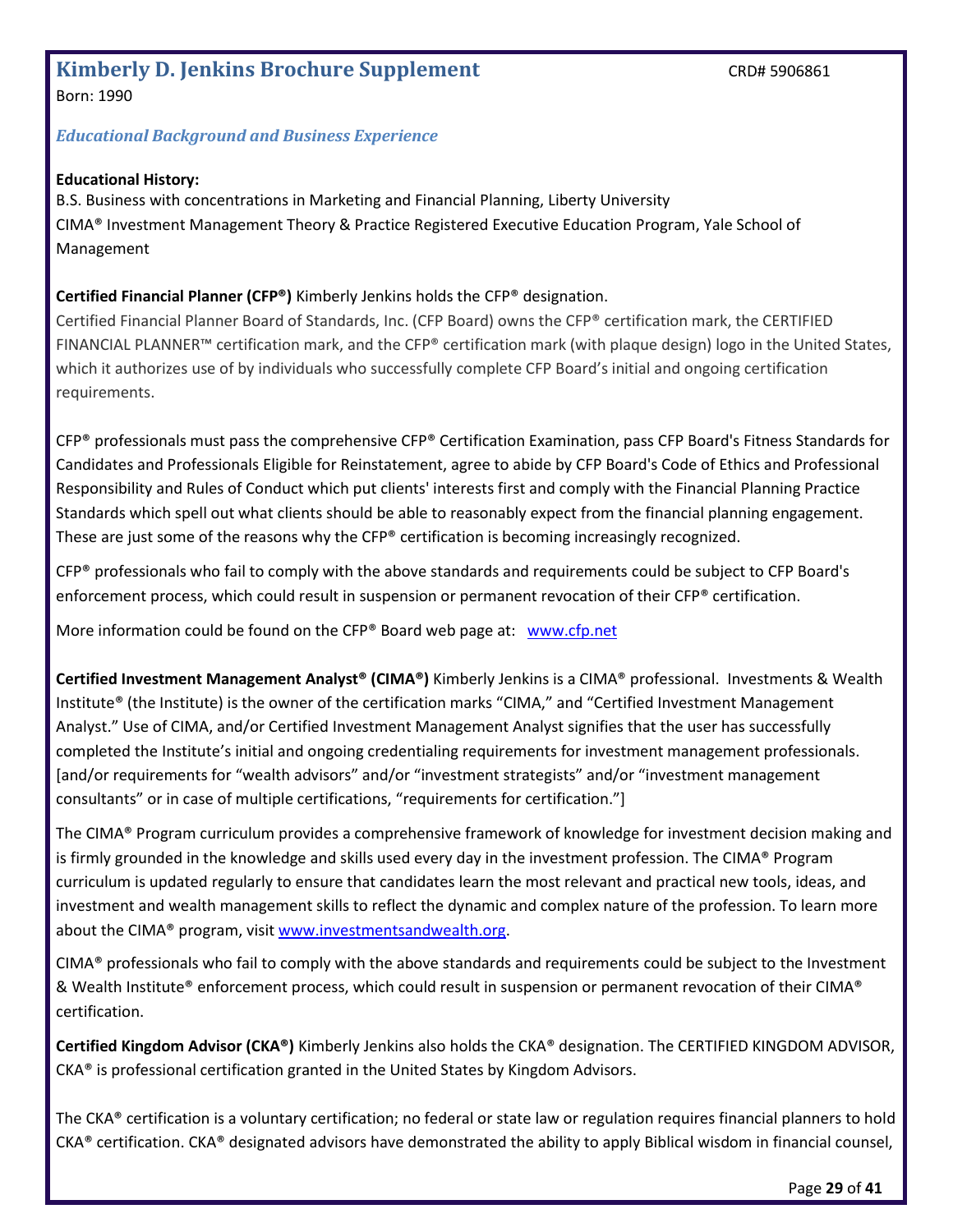## Kimberly D. Jenkins Brochure Supplement

CRD# 5906861

Born: 1990

### *Educational Background and Business Experience*

**Educational History:**

B.S. Business with concentrations in Marketing and Financial Planning, Liberty University

CIMA® Investment Management Theory & Practice Registered Executive Education Program, Yale School of Management

**Certified Financial Planner (CFP®)** Kimberly Jenkins holds the CFP® designation.

Certified Financial Planner Board of Standards, Inc. (CFP Board) owns the CFP® certification mark, the CERTIFIED FINANCIAL PLANNER™ certification mark, and the CFP® certification mark (with plaque design) logo in the United States, which it authorizes use of by individuals who successfully complete CFP Board's initial and ongoing certification requirements.

CFP® professionals must pass the comprehensive CFP® Certification Examination, pass CFP Board's Fitness Standards for Candidates and Professionals Eligible for Reinstatement, agree to abide by CFP Board's Code of Ethics and Professional Responsibility and Rules of Conduct which put clients' interests first and comply with the Financial Planning Practice Standards which spell out what clients should be able to reasonably expect from the financial planning engagement. These are just some of the reasons why the CFP® certification is becoming increasingly recognized.

CFP® professionals who fail to comply with the above standards and requirements could be subject to CFP Board's enforcement process, which could result in suspension or permanent revocation of their CFP® certification.

More information could be found on the CFP® Board web page at: www.cfp.net

**Certified Investment Management Analyst® (CIMA®)** Kimberly Jenkins is a CIMA® professional. Investments & Wealth Institute® (the Institute) is the owner of the certification marks "CIMA," and "Certified Investment Management Analyst." Use of CIMA, and/or Certified Investment Management Analyst signifies that the user has successfully completed the Institute's initial and ongoing credentialing requirements for investment management professionals. [and/or requirements for "wealth advisors" and/or "investment strategists" and/or "investment management consultants" or in case of multiple certifications, "requirements for certification."]

The CIMA® Program curriculum provides a comprehensive framework of knowledge for investment decision making and is firmly grounded in the knowledge and skills used every day in the investment profession. The CIMA® Program curriculum is updated regularly to ensure that candidates learn the most relevant and practical new tools, ideas, and investment and wealth management skills to reflect the dynamic and complex nature of the profession. To learn more about the CIMA® program, visit www.investmentsandwealth.org.

CIMA® professionals who fail to comply with the above standards and requirements could be subject to the Investment & Wealth Institute® enforcement process, which could result in suspension or permanent revocation of their CIMA® certification.

**Certified Kingdom Advisor (CKA®)** Kimberly Jenkins also holds the CKA® designation. The CERTIFIED KINGDOM ADVISOR, CKA® is professional certification granted in the United States by Kingdom Advisors.

The CKA® certification is a voluntary certification; no federal or state law or regulation requires financial planners to hold CKA® certification. CKA® designated advisors have demonstrated the ability to apply Biblical wisdom in financial counsel,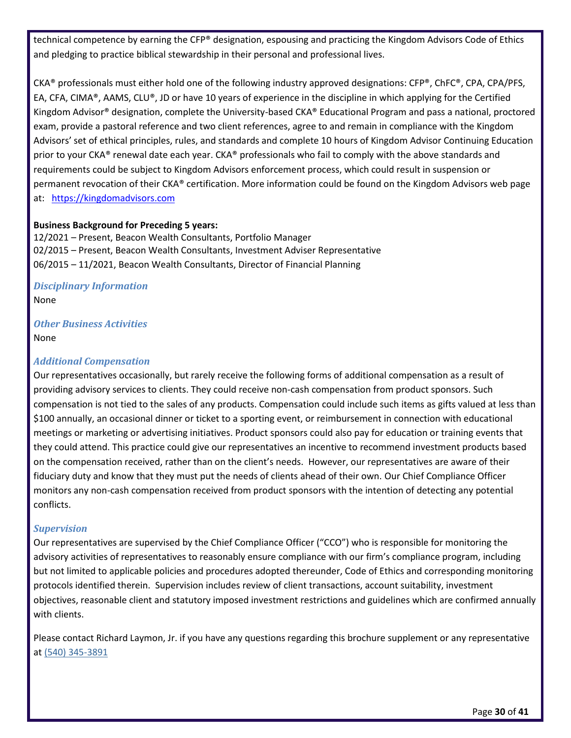technical competence by earning the CFP® designation, espousing and practicing the Kingdom Advisors Code of Ethics and pledging to practice biblical stewardship in their personal and professional lives.

CKA® professionals must either hold one of the following industry approved designations: CFP®, ChFC®, CPA, CPA/PFS, EA, CFA, CIMA®, AAMS, CLU®, JD or have 10 years of experience in the discipline in which applying for the Certified Kingdom Advisor® designation, complete the University-based CKA® Educational Program and pass a national, proctored exam, provide a pastoral reference and two client references, agree to and remain in compliance with the Kingdom Advisors' set of ethical principles, rules, and standards and complete 10 hours of Kingdom Advisor Continuing Education prior to your CKA® renewal date each year. CKA® professionals who fail to comply with the above standards and requirements could be subject to Kingdom Advisors enforcement process, which could result in suspension or permanent revocation of their CKA® certification. More information could be found on the Kingdom Advisors web page at: https://kingdomadvisors.com

**Business Background for Preceding 5 years:**

12/2021 – Present, Beacon Wealth Consultants, Portfolio Manager
02/2015 – Present, Beacon Wealth Consultants, Investment Adviser Representative
06/2015 – 11/2021, Beacon Wealth Consultants, Director of Financial Planning

### *Disciplinary Information*

None

### *Other Business Activities*

None

### *Additional Compensation*

Our representatives occasionally, but rarely receive the following forms of additional compensation as a result of providing advisory services to clients. They could receive non-cash compensation from product sponsors. Such compensation is not tied to the sales of any products. Compensation could include such items as gifts valued at less than $100 annually, an occasional dinner or ticket to a sporting event, or reimbursement in connection with educational meetings or marketing or advertising initiatives. Product sponsors could also pay for education or training events that they could attend. This practice could give our representatives an incentive to recommend investment products based on the compensation received, rather than on the client's needs. However, our representatives are aware of their fiduciary duty and know that they must put the needs of clients ahead of their own. Our Chief Compliance Officer monitors any non-cash compensation received from product sponsors with the intention of detecting any potential conflicts.

### *Supervision*

Our representatives are supervised by the Chief Compliance Officer ("CCO") who is responsible for monitoring the advisory activities of representatives to reasonably ensure compliance with our firm's compliance program, including but not limited to applicable policies and procedures adopted thereunder, Code of Ethics and corresponding monitoring protocols identified therein. Supervision includes review of client transactions, account suitability, investment objectives, reasonable client and statutory imposed investment restrictions and guidelines which are confirmed annually with clients.

Please contact Richard Laymon, Jr. if you have any questions regarding this brochure supplement or any representative at (540) 345-3891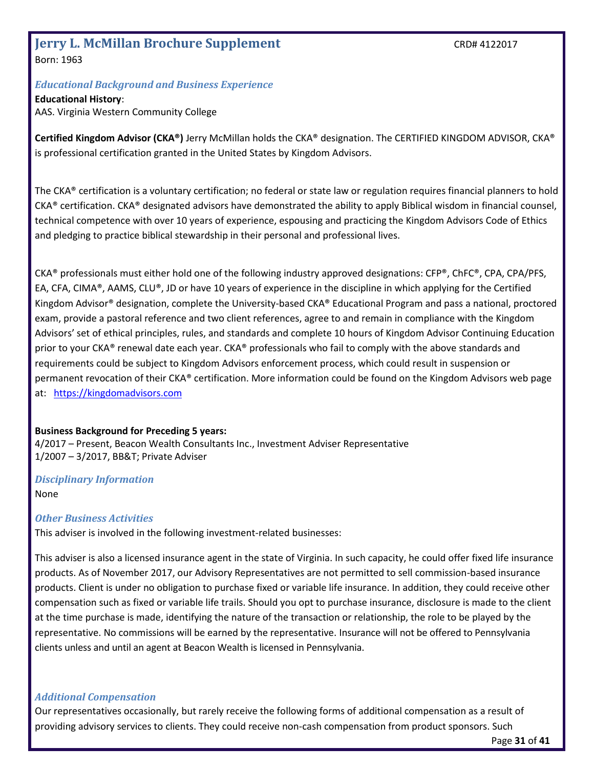# Jerry L. McMillan Brochure Supplement

CRD# 4122017

Born: 1963

### *Educational Background and Business Experience*

**Educational History**:

AAS. Virginia Western Community College

**Certified Kingdom Advisor (CKA®)** Jerry McMillan holds the CKA® designation. The CERTIFIED KINGDOM ADVISOR, CKA® is professional certification granted in the United States by Kingdom Advisors.

The CKA® certification is a voluntary certification; no federal or state law or regulation requires financial planners to hold CKA® certification. CKA® designated advisors have demonstrated the ability to apply Biblical wisdom in financial counsel, technical competence with over 10 years of experience, espousing and practicing the Kingdom Advisors Code of Ethics and pledging to practice biblical stewardship in their personal and professional lives.

CKA® professionals must either hold one of the following industry approved designations: CFP®, ChFC®, CPA, CPA/PFS, EA, CFA, CIMA®, AAMS, CLU®, JD or have 10 years of experience in the discipline in which applying for the Certified Kingdom Advisor® designation, complete the University-based CKA® Educational Program and pass a national, proctored exam, provide a pastoral reference and two client references, agree to and remain in compliance with the Kingdom Advisors' set of ethical principles, rules, and standards and complete 10 hours of Kingdom Advisor Continuing Education prior to your CKA® renewal date each year. CKA® professionals who fail to comply with the above standards and requirements could be subject to Kingdom Advisors enforcement process, which could result in suspension or permanent revocation of their CKA® certification. More information could be found on the Kingdom Advisors web page at: [https://kingdomadvisors.com](https://kingdomadvisors.com)

**Business Background for Preceding 5 years:**

4/2017 – Present, Beacon Wealth Consultants Inc., Investment Adviser Representative
1/2007 – 3/2017, BB&T; Private Adviser

### *Disciplinary Information*

None

### *Other Business Activities*

This adviser is involved in the following investment-related businesses:

This adviser is also a licensed insurance agent in the state of Virginia. In such capacity, he could offer fixed life insurance products. As of November 2017, our Advisory Representatives are not permitted to sell commission-based insurance products. Client is under no obligation to purchase fixed or variable life insurance. In addition, they could receive other compensation such as fixed or variable life trails. Should you opt to purchase insurance, disclosure is made to the client at the time purchase is made, identifying the nature of the transaction or relationship, the role to be played by the representative. No commissions will be earned by the representative. Insurance will not be offered to Pennsylvania clients unless and until an agent at Beacon Wealth is licensed in Pennsylvania.

### *Additional Compensation*

Our representatives occasionally, but rarely receive the following forms of additional compensation as a result of providing advisory services to clients. They could receive non-cash compensation from product sponsors. Such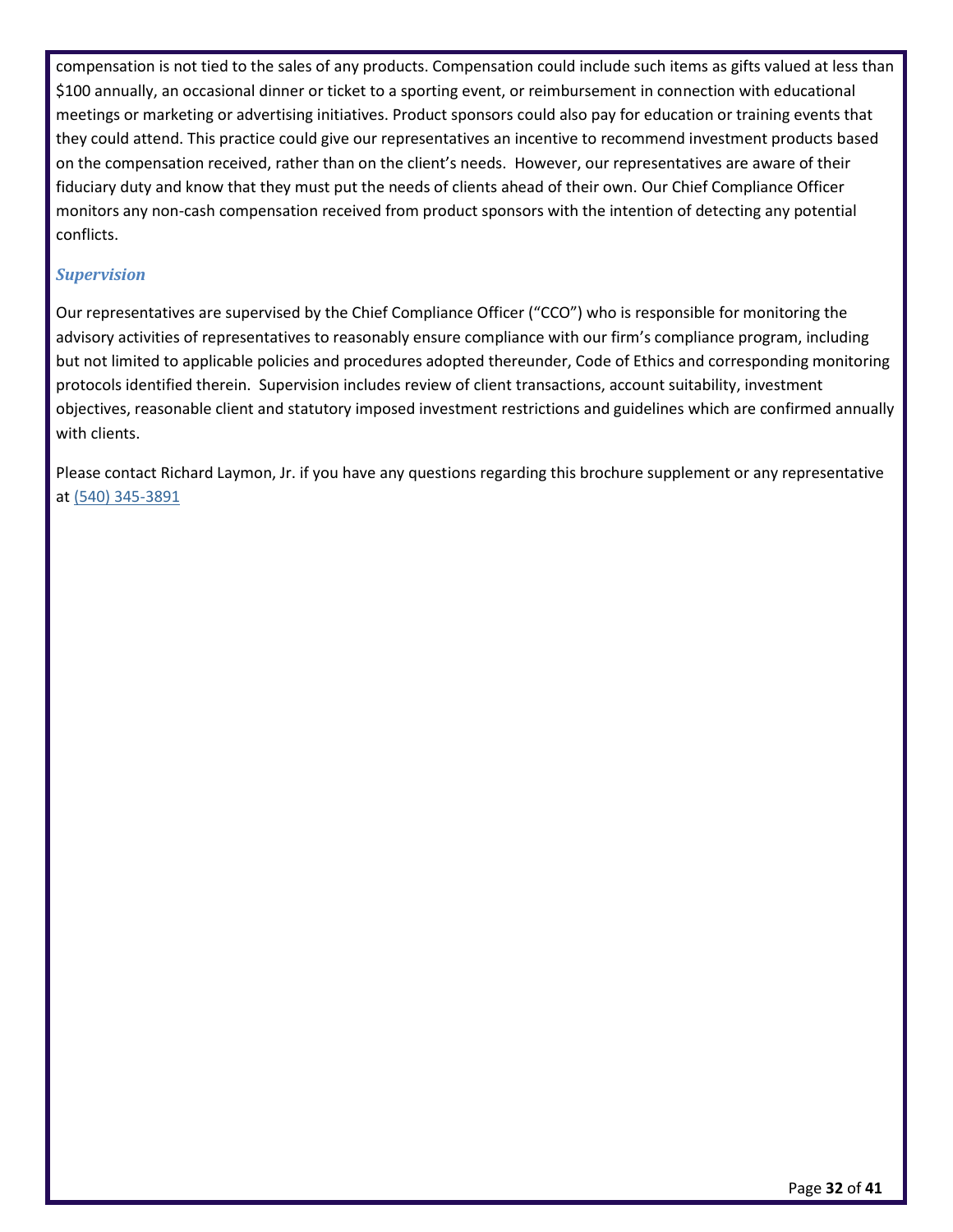compensation is not tied to the sales of any products. Compensation could include such items as gifts valued at less than $100 annually, an occasional dinner or ticket to a sporting event, or reimbursement in connection with educational meetings or marketing or advertising initiatives. Product sponsors could also pay for education or training events that they could attend. This practice could give our representatives an incentive to recommend investment products based on the compensation received, rather than on the client's needs. However, our representatives are aware of their fiduciary duty and know that they must put the needs of clients ahead of their own. Our Chief Compliance Officer monitors any non-cash compensation received from product sponsors with the intention of detecting any potential conflicts.

### *Supervision*

Our representatives are supervised by the Chief Compliance Officer ("CCO") who is responsible for monitoring the advisory activities of representatives to reasonably ensure compliance with our firm's compliance program, including but not limited to applicable policies and procedures adopted thereunder, Code of Ethics and corresponding monitoring protocols identified therein. Supervision includes review of client transactions, account suitability, investment objectives, reasonable client and statutory imposed investment restrictions and guidelines which are confirmed annually with clients.

Please contact Richard Laymon, Jr. if you have any questions regarding this brochure supplement or any representative at (540) 345-3891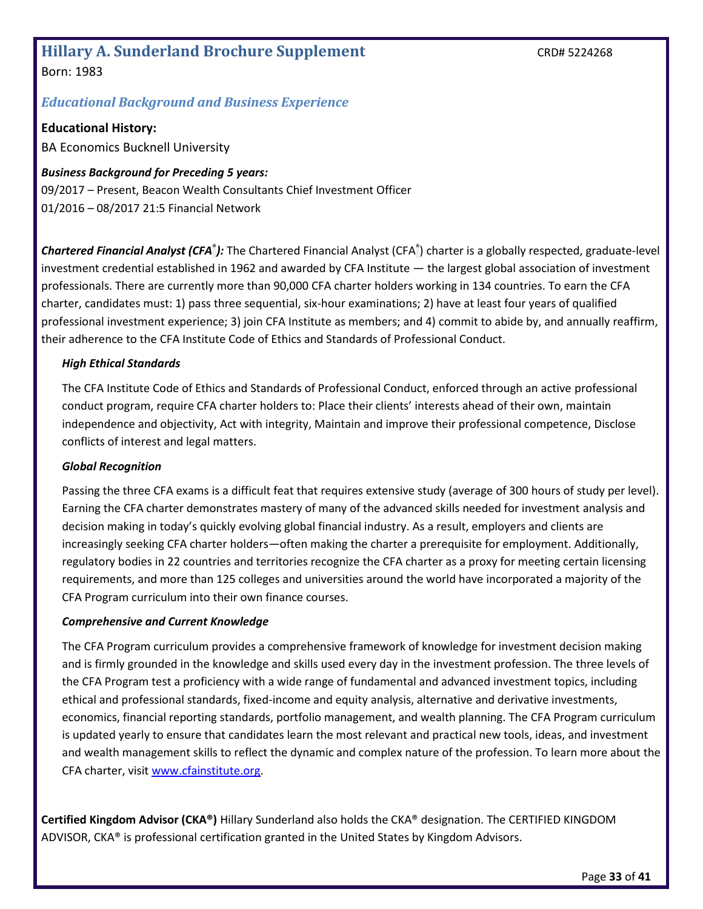## Hillary A. Sunderland Brochure Supplement

CRD# 5224268

Born: 1983

### *Educational Background and Business Experience*

**Educational History:**

BA Economics Bucknell University

***Business Background for Preceding 5 years:***

09/2017 – Present, Beacon Wealth Consultants Chief Investment Officer

01/2016 – 08/2017 21:5 Financial Network

***Chartered Financial Analyst (CFA®):*** The Chartered Financial Analyst (CFA®) charter is a globally respected, graduate-level investment credential established in 1962 and awarded by CFA Institute — the largest global association of investment professionals. There are currently more than 90,000 CFA charter holders working in 134 countries. To earn the CFA charter, candidates must: 1) pass three sequential, six-hour examinations; 2) have at least four years of qualified professional investment experience; 3) join CFA Institute as members; and 4) commit to abide by, and annually reaffirm, their adherence to the CFA Institute Code of Ethics and Standards of Professional Conduct.

***High Ethical Standards***

The CFA Institute Code of Ethics and Standards of Professional Conduct, enforced through an active professional conduct program, require CFA charter holders to: Place their clients' interests ahead of their own, maintain independence and objectivity, Act with integrity, Maintain and improve their professional competence, Disclose conflicts of interest and legal matters.

***Global Recognition***

Passing the three CFA exams is a difficult feat that requires extensive study (average of 300 hours of study per level). Earning the CFA charter demonstrates mastery of many of the advanced skills needed for investment analysis and decision making in today's quickly evolving global financial industry. As a result, employers and clients are increasingly seeking CFA charter holders—often making the charter a prerequisite for employment. Additionally, regulatory bodies in 22 countries and territories recognize the CFA charter as a proxy for meeting certain licensing requirements, and more than 125 colleges and universities around the world have incorporated a majority of the CFA Program curriculum into their own finance courses.

***Comprehensive and Current Knowledge***

The CFA Program curriculum provides a comprehensive framework of knowledge for investment decision making and is firmly grounded in the knowledge and skills used every day in the investment profession. The three levels of the CFA Program test a proficiency with a wide range of fundamental and advanced investment topics, including ethical and professional standards, fixed-income and equity analysis, alternative and derivative investments, economics, financial reporting standards, portfolio management, and wealth planning. The CFA Program curriculum is updated yearly to ensure that candidates learn the most relevant and practical new tools, ideas, and investment and wealth management skills to reflect the dynamic and complex nature of the profession. To learn more about the CFA charter, visit [www.cfainstitute.org](http://www.cfainstitute.org).

**Certified Kingdom Advisor (CKA®)** Hillary Sunderland also holds the CKA® designation. The CERTIFIED KINGDOM ADVISOR, CKA® is professional certification granted in the United States by Kingdom Advisors.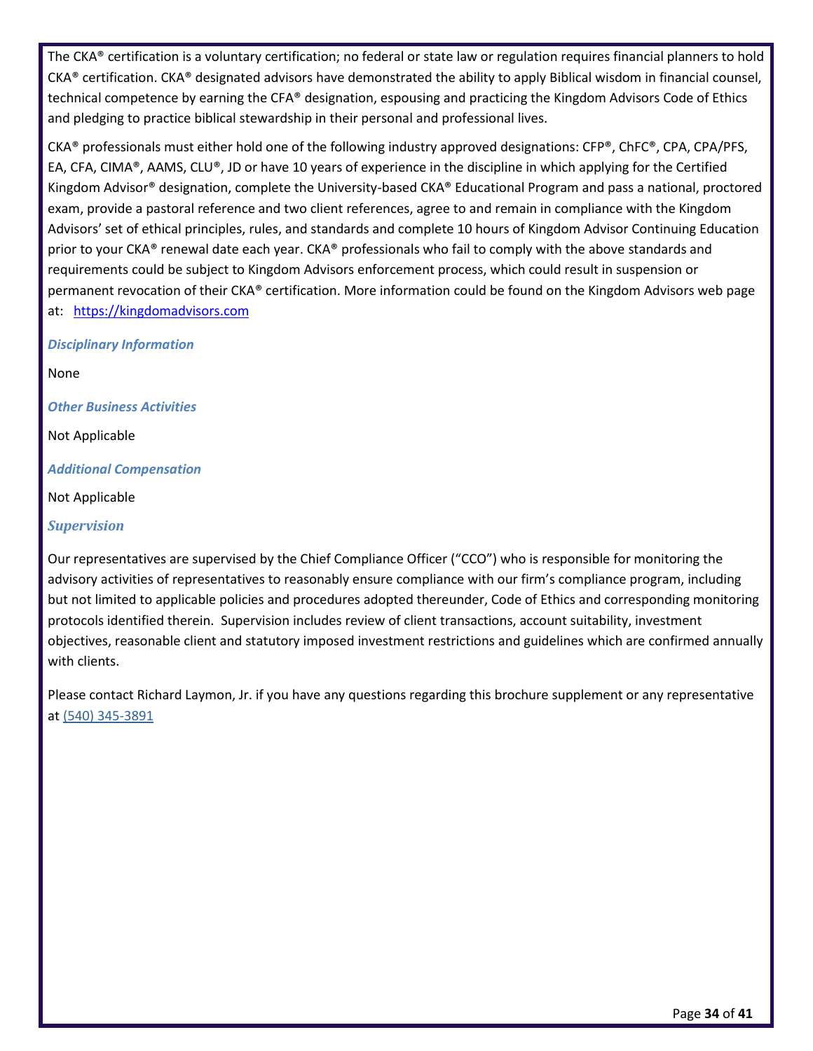The CKA® certification is a voluntary certification; no federal or state law or regulation requires financial planners to hold CKA® certification. CKA® designated advisors have demonstrated the ability to apply Biblical wisdom in financial counsel, technical competence by earning the CFA® designation, espousing and practicing the Kingdom Advisors Code of Ethics and pledging to practice biblical stewardship in their personal and professional lives.

CKA® professionals must either hold one of the following industry approved designations: CFP®, ChFC®, CPA, CPA/PFS, EA, CFA, CIMA®, AAMS, CLU®, JD or have 10 years of experience in the discipline in which applying for the Certified Kingdom Advisor® designation, complete the University-based CKA® Educational Program and pass a national, proctored exam, provide a pastoral reference and two client references, agree to and remain in compliance with the Kingdom Advisors' set of ethical principles, rules, and standards and complete 10 hours of Kingdom Advisor Continuing Education prior to your CKA® renewal date each year. CKA® professionals who fail to comply with the above standards and requirements could be subject to Kingdom Advisors enforcement process, which could result in suspension or permanent revocation of their CKA® certification. More information could be found on the Kingdom Advisors web page at: https://kingdomadvisors.com

***Disciplinary Information***

None

***Other Business Activities***

Not Applicable

***Additional Compensation***

Not Applicable

***Supervision***

Our representatives are supervised by the Chief Compliance Officer ("CCO") who is responsible for monitoring the advisory activities of representatives to reasonably ensure compliance with our firm's compliance program, including but not limited to applicable policies and procedures adopted thereunder, Code of Ethics and corresponding monitoring protocols identified therein. Supervision includes review of client transactions, account suitability, investment objectives, reasonable client and statutory imposed investment restrictions and guidelines which are confirmed annually with clients.

Please contact Richard Laymon, Jr. if you have any questions regarding this brochure supplement or any representative at (540) 345-3891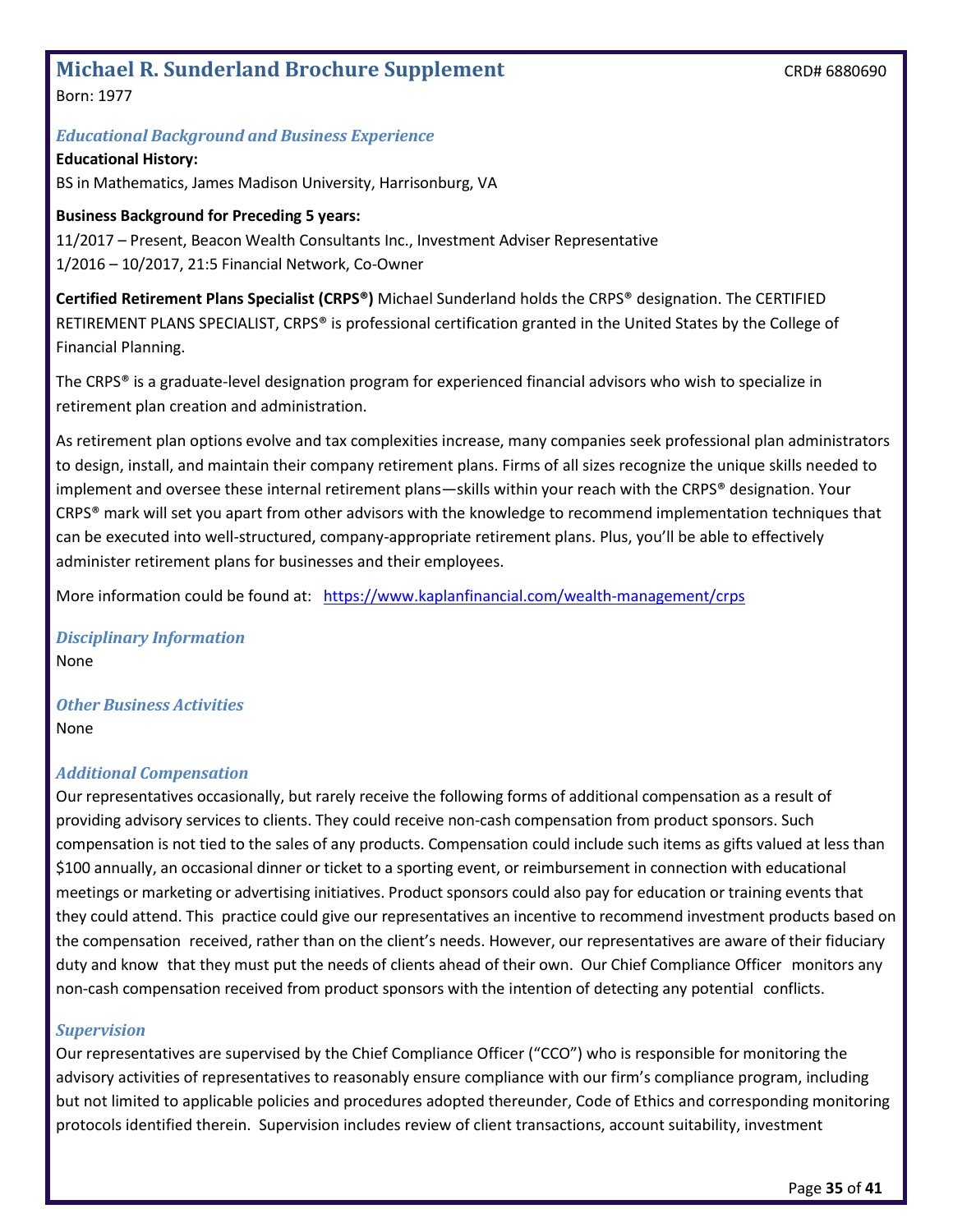## Michael R. Sunderland Brochure Supplement

CRD# 6880690

Born: 1977

### *Educational Background and Business Experience*

**Educational History:**

BS in Mathematics, James Madison University, Harrisonburg, VA

**Business Background for Preceding 5 years:**

11/2017 – Present, Beacon Wealth Consultants Inc., Investment Adviser Representative
1/2016 – 10/2017, 21:5 Financial Network, Co-Owner

**Certified Retirement Plans Specialist (CRPS®)** Michael Sunderland holds the CRPS® designation. The CERTIFIED RETIREMENT PLANS SPECIALIST, CRPS® is professional certification granted in the United States by the College of Financial Planning.

The CRPS® is a graduate-level designation program for experienced financial advisors who wish to specialize in retirement plan creation and administration.

As retirement plan options evolve and tax complexities increase, many companies seek professional plan administrators to design, install, and maintain their company retirement plans. Firms of all sizes recognize the unique skills needed to implement and oversee these internal retirement plans—skills within your reach with the CRPS® designation. Your CRPS® mark will set you apart from other advisors with the knowledge to recommend implementation techniques that can be executed into well-structured, company-appropriate retirement plans. Plus, you'll be able to effectively administer retirement plans for businesses and their employees.

More information could be found at: https://www.kaplanfinancial.com/wealth-management/crps

### *Disciplinary Information*

None

### *Other Business Activities*

None

### *Additional Compensation*

Our representatives occasionally, but rarely receive the following forms of additional compensation as a result of providing advisory services to clients. They could receive non-cash compensation from product sponsors. Such compensation is not tied to the sales of any products. Compensation could include such items as gifts valued at less than $100 annually, an occasional dinner or ticket to a sporting event, or reimbursement in connection with educational meetings or marketing or advertising initiatives. Product sponsors could also pay for education or training events that they could attend. This practice could give our representatives an incentive to recommend investment products based on the compensation received, rather than on the client's needs. However, our representatives are aware of their fiduciary duty and know that they must put the needs of clients ahead of their own. Our Chief Compliance Officer monitors any non-cash compensation received from product sponsors with the intention of detecting any potential conflicts.

### *Supervision*

Our representatives are supervised by the Chief Compliance Officer ("CCO") who is responsible for monitoring the advisory activities of representatives to reasonably ensure compliance with our firm's compliance program, including but not limited to applicable policies and procedures adopted thereunder, Code of Ethics and corresponding monitoring protocols identified therein. Supervision includes review of client transactions, account suitability, investment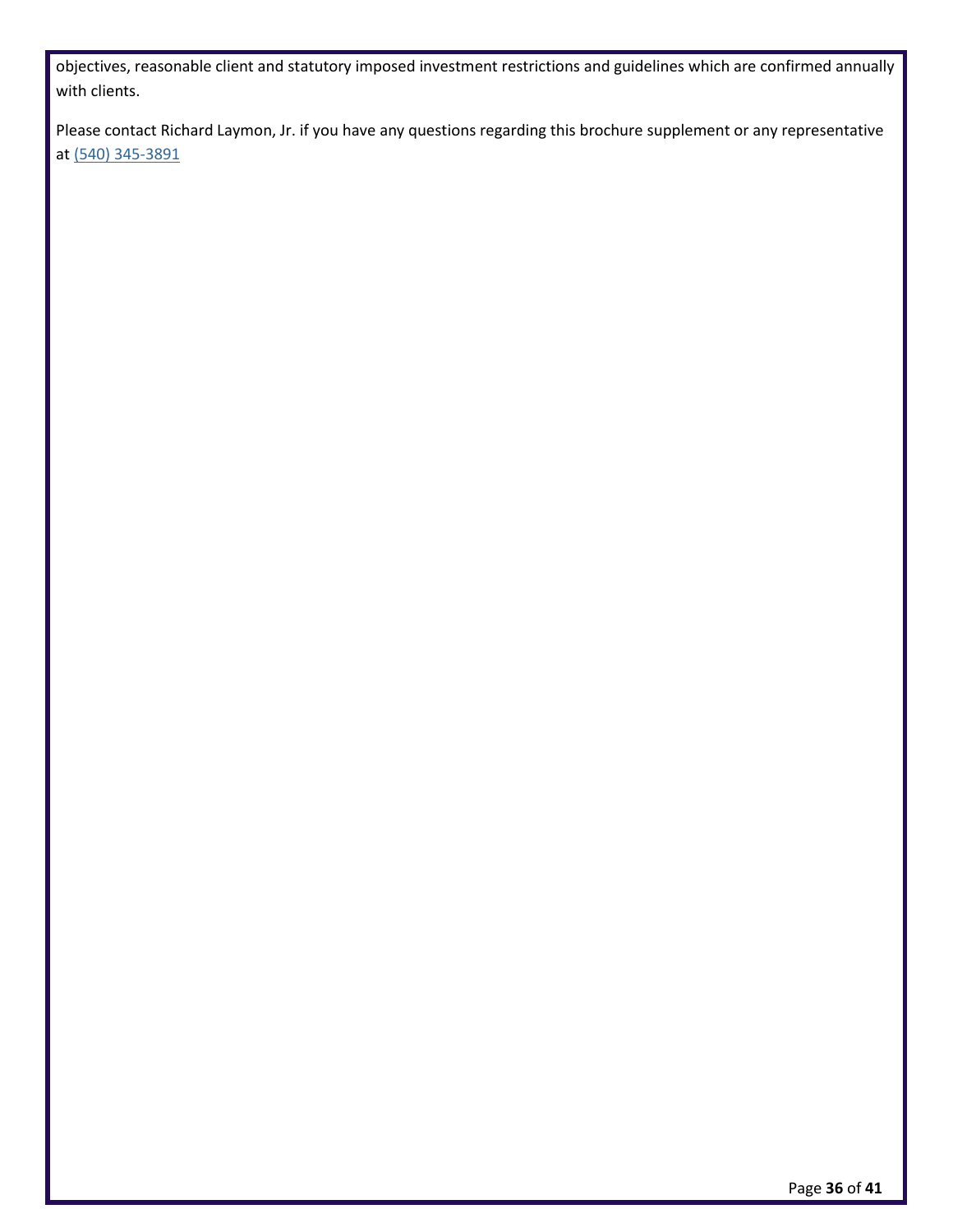objectives, reasonable client and statutory imposed investment restrictions and guidelines which are confirmed annually with clients.

Please contact Richard Laymon, Jr. if you have any questions regarding this brochure supplement or any representative at (540) 345-3891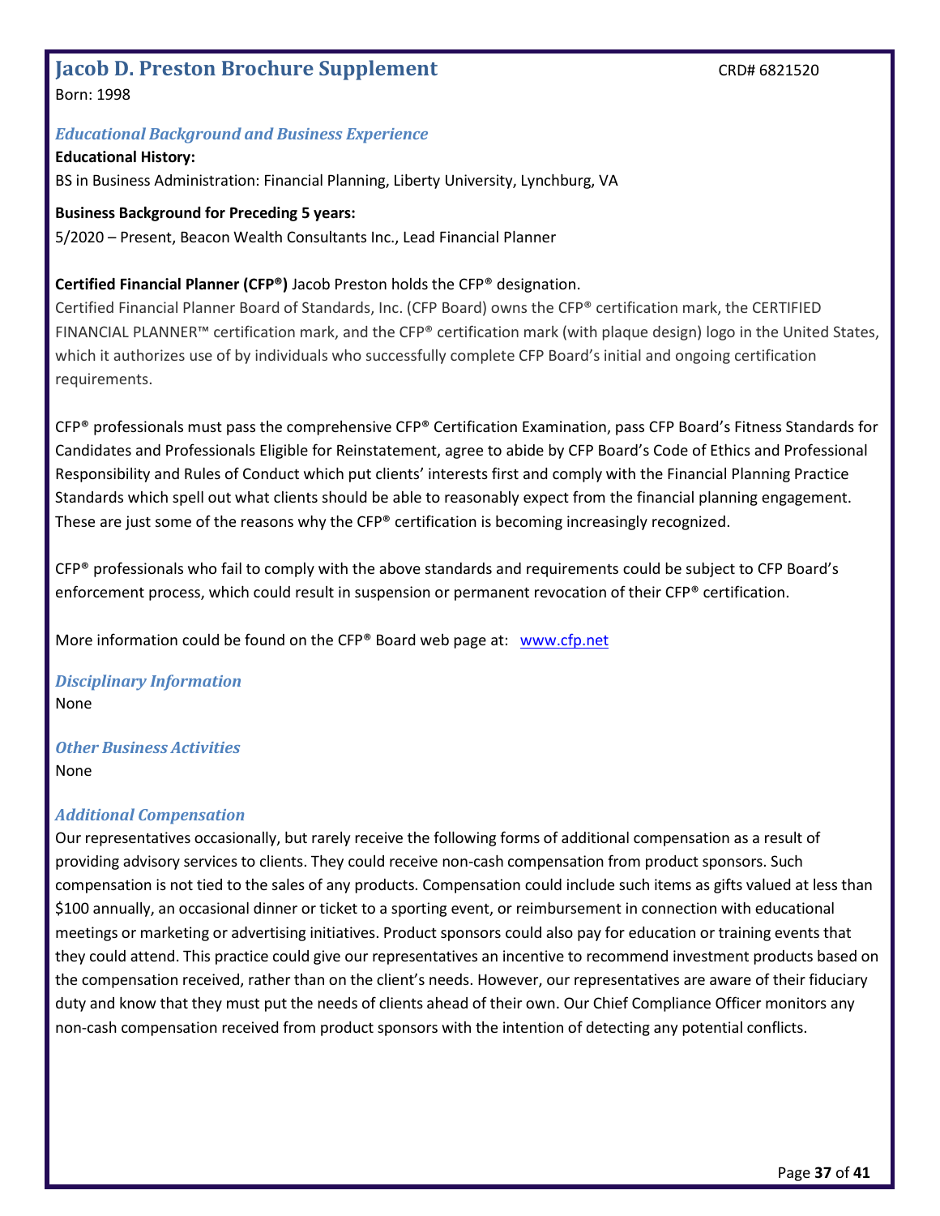# Jacob D. Preston Brochure Supplement

CRD# 6821520

Born: 1998

## *Educational Background and Business Experience*

**Educational History:**

BS in Business Administration: Financial Planning, Liberty University, Lynchburg, VA

**Business Background for Preceding 5 years:**

5/2020 – Present, Beacon Wealth Consultants Inc., Lead Financial Planner

**Certified Financial Planner (CFP®)** Jacob Preston holds the CFP® designation.

Certified Financial Planner Board of Standards, Inc. (CFP Board) owns the CFP® certification mark, the CERTIFIED FINANCIAL PLANNER™ certification mark, and the CFP® certification mark (with plaque design) logo in the United States, which it authorizes use of by individuals who successfully complete CFP Board's initial and ongoing certification requirements.

CFP® professionals must pass the comprehensive CFP® Certification Examination, pass CFP Board's Fitness Standards for Candidates and Professionals Eligible for Reinstatement, agree to abide by CFP Board's Code of Ethics and Professional Responsibility and Rules of Conduct which put clients' interests first and comply with the Financial Planning Practice Standards which spell out what clients should be able to reasonably expect from the financial planning engagement. These are just some of the reasons why the CFP® certification is becoming increasingly recognized.

CFP® professionals who fail to comply with the above standards and requirements could be subject to CFP Board's enforcement process, which could result in suspension or permanent revocation of their CFP® certification.

More information could be found on the CFP® Board web page at: www.cfp.net

## *Disciplinary Information*

None

## *Other Business Activities*

None

## *Additional Compensation*

Our representatives occasionally, but rarely receive the following forms of additional compensation as a result of providing advisory services to clients. They could receive non-cash compensation from product sponsors. Such compensation is not tied to the sales of any products. Compensation could include such items as gifts valued at less than $100 annually, an occasional dinner or ticket to a sporting event, or reimbursement in connection with educational meetings or marketing or advertising initiatives. Product sponsors could also pay for education or training events that they could attend. This practice could give our representatives an incentive to recommend investment products based on the compensation received, rather than on the client's needs. However, our representatives are aware of their fiduciary duty and know that they must put the needs of clients ahead of their own. Our Chief Compliance Officer monitors any non-cash compensation received from product sponsors with the intention of detecting any potential conflicts.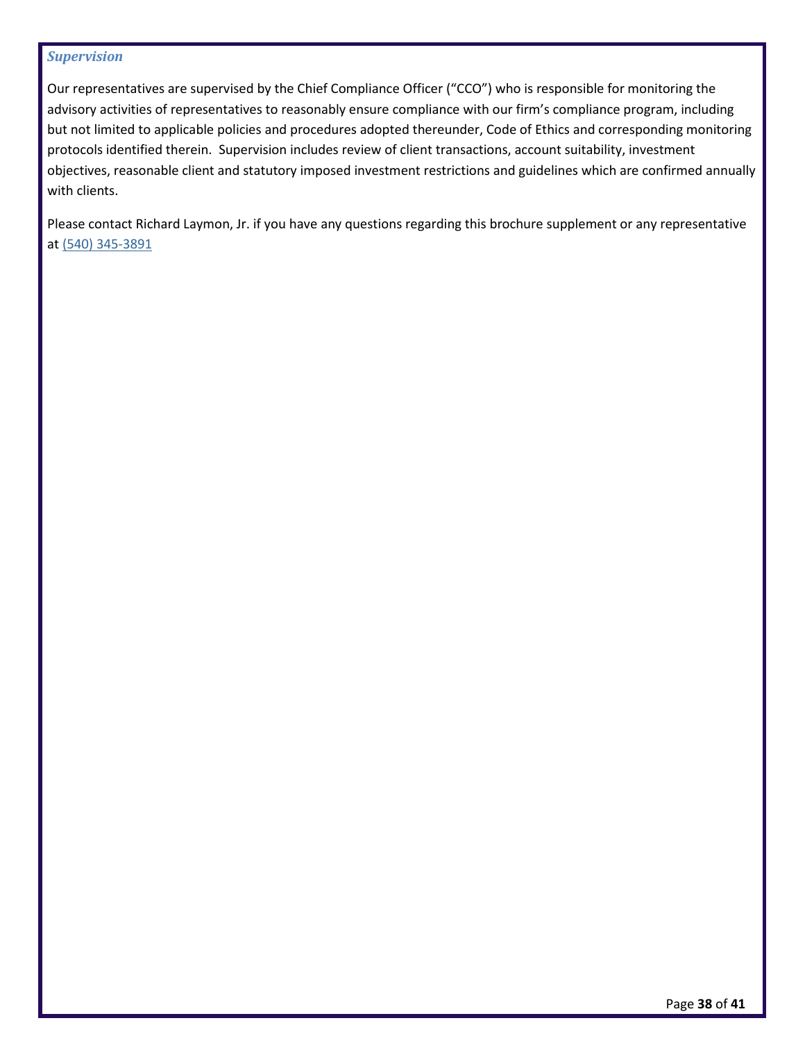### *Supervision*

Our representatives are supervised by the Chief Compliance Officer ("CCO") who is responsible for monitoring the advisory activities of representatives to reasonably ensure compliance with our firm's compliance program, including but not limited to applicable policies and procedures adopted thereunder, Code of Ethics and corresponding monitoring protocols identified therein. Supervision includes review of client transactions, account suitability, investment objectives, reasonable client and statutory imposed investment restrictions and guidelines which are confirmed annually with clients.

Please contact Richard Laymon, Jr. if you have any questions regarding this brochure supplement or any representative at (540) 345-3891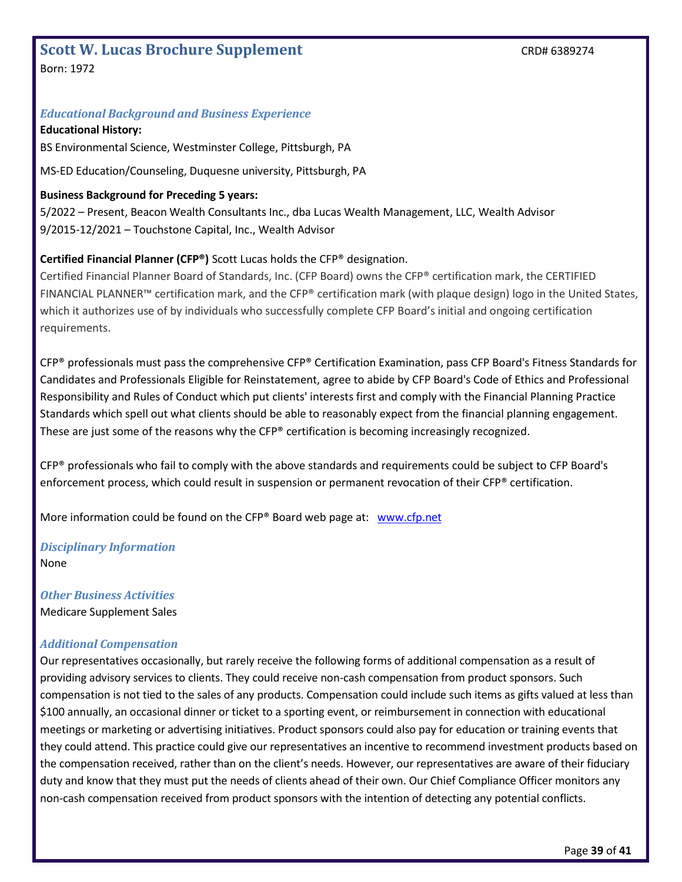## Scott W. Lucas Brochure Supplement

CRD# 6389274

Born: 1972

### *Educational Background and Business Experience*

**Educational History:**

BS Environmental Science, Westminster College, Pittsburgh, PA

MS-ED Education/Counseling, Duquesne university, Pittsburgh, PA

**Business Background for Preceding 5 years:**

5/2022 – Present, Beacon Wealth Consultants Inc., dba Lucas Wealth Management, LLC, Wealth Advisor
9/2015-12/2021 – Touchstone Capital, Inc., Wealth Advisor

**Certified Financial Planner (CFP®)** Scott Lucas holds the CFP® designation.

Certified Financial Planner Board of Standards, Inc. (CFP Board) owns the CFP® certification mark, the CERTIFIED FINANCIAL PLANNER™ certification mark, and the CFP® certification mark (with plaque design) logo in the United States, which it authorizes use of by individuals who successfully complete CFP Board's initial and ongoing certification requirements.

CFP® professionals must pass the comprehensive CFP® Certification Examination, pass CFP Board's Fitness Standards for Candidates and Professionals Eligible for Reinstatement, agree to abide by CFP Board's Code of Ethics and Professional Responsibility and Rules of Conduct which put clients' interests first and comply with the Financial Planning Practice Standards which spell out what clients should be able to reasonably expect from the financial planning engagement. These are just some of the reasons why the CFP® certification is becoming increasingly recognized.

CFP® professionals who fail to comply with the above standards and requirements could be subject to CFP Board's enforcement process, which could result in suspension or permanent revocation of their CFP® certification.

More information could be found on the CFP® Board web page at: www.cfp.net

### *Disciplinary Information*

None

### *Other Business Activities*

Medicare Supplement Sales

### *Additional Compensation*

Our representatives occasionally, but rarely receive the following forms of additional compensation as a result of providing advisory services to clients. They could receive non-cash compensation from product sponsors. Such compensation is not tied to the sales of any products. Compensation could include such items as gifts valued at less than $100 annually, an occasional dinner or ticket to a sporting event, or reimbursement in connection with educational meetings or marketing or advertising initiatives. Product sponsors could also pay for education or training events that they could attend. This practice could give our representatives an incentive to recommend investment products based on the compensation received, rather than on the client's needs. However, our representatives are aware of their fiduciary duty and know that they must put the needs of clients ahead of their own. Our Chief Compliance Officer monitors any non-cash compensation received from product sponsors with the intention of detecting any potential conflicts.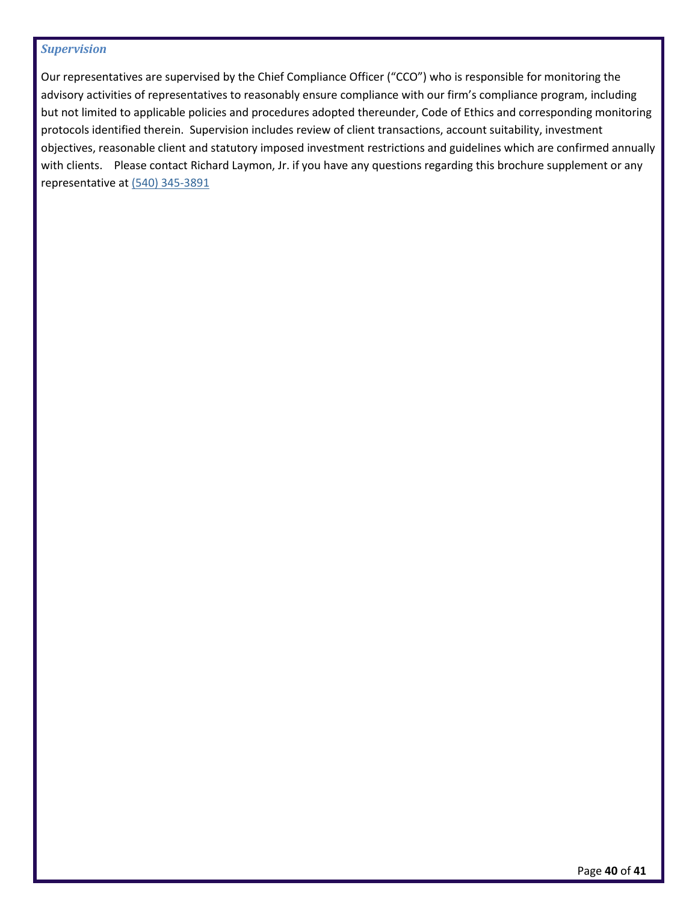### *Supervision*

Our representatives are supervised by the Chief Compliance Officer ("CCO") who is responsible for monitoring the advisory activities of representatives to reasonably ensure compliance with our firm's compliance program, including but not limited to applicable policies and procedures adopted thereunder, Code of Ethics and corresponding monitoring protocols identified therein. Supervision includes review of client transactions, account suitability, investment objectives, reasonable client and statutory imposed investment restrictions and guidelines which are confirmed annually with clients. Please contact Richard Laymon, Jr. if you have any questions regarding this brochure supplement or any representative at (540) 345-3891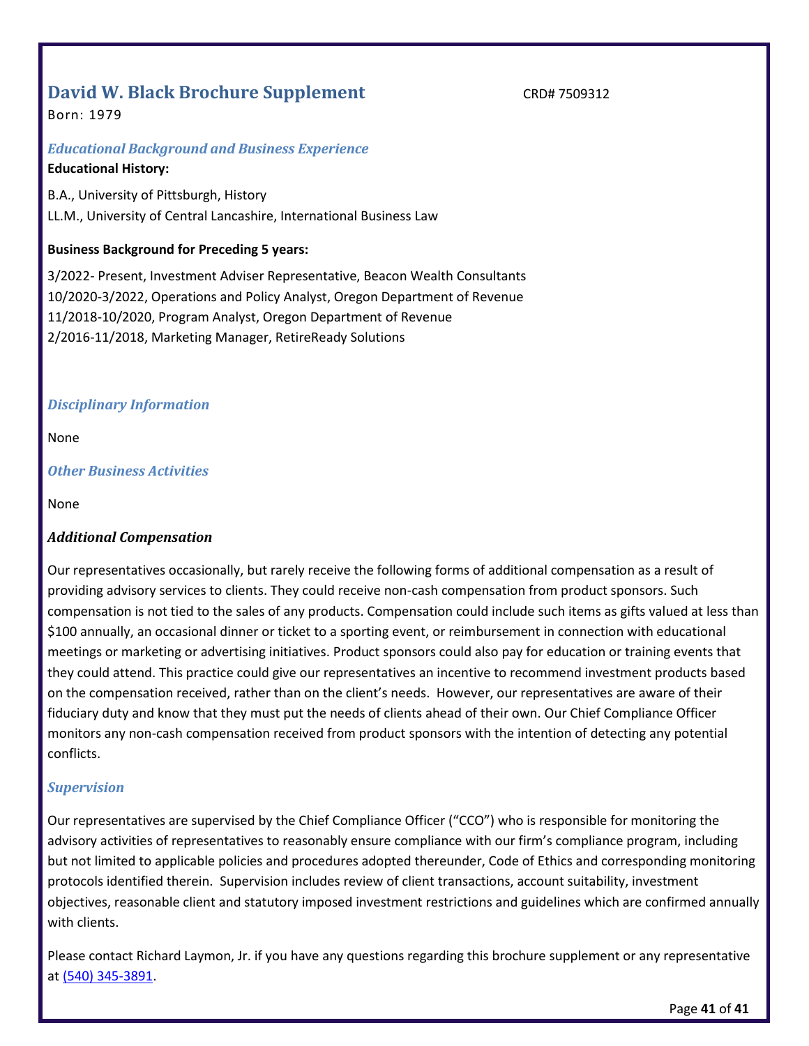# David W. Black Brochure Supplement

CRD# 7509312

Born: 1979

### *Educational Background and Business Experience*

**Educational History:**

B.A., University of Pittsburgh, History
LL.M., University of Central Lancashire, International Business Law

**Business Background for Preceding 5 years:**

3/2022- Present, Investment Adviser Representative, Beacon Wealth Consultants
10/2020-3/2022, Operations and Policy Analyst, Oregon Department of Revenue
11/2018-10/2020, Program Analyst, Oregon Department of Revenue
2/2016-11/2018, Marketing Manager, RetireReady Solutions

### *Disciplinary Information*

None

### *Other Business Activities*

None

### *Additional Compensation*

Our representatives occasionally, but rarely receive the following forms of additional compensation as a result of providing advisory services to clients. They could receive non-cash compensation from product sponsors. Such compensation is not tied to the sales of any products. Compensation could include such items as gifts valued at less than $100 annually, an occasional dinner or ticket to a sporting event, or reimbursement in connection with educational meetings or marketing or advertising initiatives. Product sponsors could also pay for education or training events that they could attend. This practice could give our representatives an incentive to recommend investment products based on the compensation received, rather than on the client's needs. However, our representatives are aware of their fiduciary duty and know that they must put the needs of clients ahead of their own. Our Chief Compliance Officer monitors any non-cash compensation received from product sponsors with the intention of detecting any potential conflicts.

### *Supervision*

Our representatives are supervised by the Chief Compliance Officer ("CCO") who is responsible for monitoring the advisory activities of representatives to reasonably ensure compliance with our firm's compliance program, including but not limited to applicable policies and procedures adopted thereunder, Code of Ethics and corresponding monitoring protocols identified therein. Supervision includes review of client transactions, account suitability, investment objectives, reasonable client and statutory imposed investment restrictions and guidelines which are confirmed annually with clients.

Please contact Richard Laymon, Jr. if you have any questions regarding this brochure supplement or any representative at (540) 345-3891.